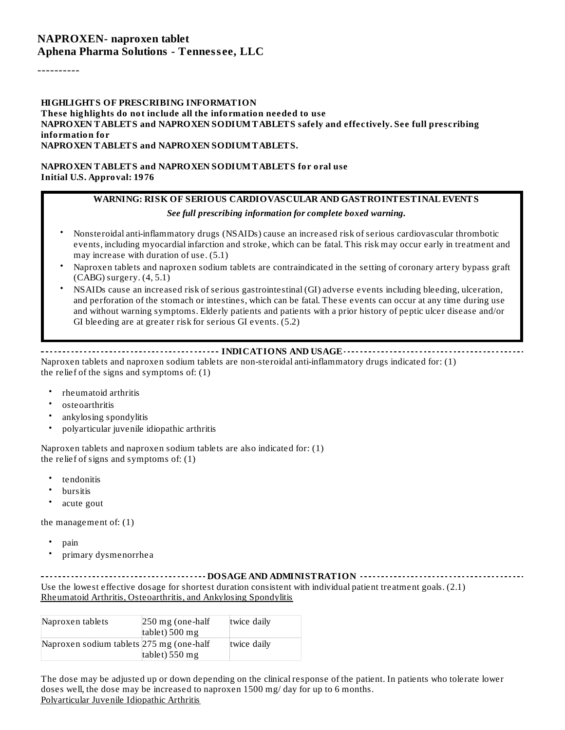# NAPROXEN- naproxen tablet
**Aphena Pharma Solutions - Tennessee, LLC**

----------

**HIGHLIGHTS OF PRESCRIBING INFORMATION**
**These highlights do not include all the information needed to use NAPROXEN TABLETS and NAPROXEN SODIUM TABLETS safely and effectively. See full prescribing information for NAPROXEN TABLETS and NAPROXEN SODIUM TABLETS.**

**NAPROXEN TABLETS and NAPROXEN SODIUM TABLETS for oral use**
**Initial U.S. Approval: 1976**

**WARNING: RISK OF SERIOUS CARDIOVASCULAR AND GASTROINTESTINAL EVENTS**

***See full prescribing information for complete boxed warning.***

- Nonsteroidal anti-inflammatory drugs (NSAIDs) cause an increased risk of serious cardiovascular thrombotic events, including myocardial infarction and stroke, which can be fatal. This risk may occur early in treatment and may increase with duration of use. (5.1)
- Naproxen tablets and naproxen sodium tablets are contraindicated in the setting of coronary artery bypass graft (CABG) surgery. (4, 5.1)
- NSAIDs cause an increased risk of serious gastrointestinal (GI) adverse events including bleeding, ulceration, and perforation of the stomach or intestines, which can be fatal. These events can occur at any time during use and without warning symptoms. Elderly patients and patients with a prior history of peptic ulcer disease and/or GI bleeding are at greater risk for serious GI events. (5.2)

**INDICATIONS AND USAGE**

Naproxen tablets and naproxen sodium tablets are non-steroidal anti-inflammatory drugs indicated for: (1)
the relief of the signs and symptoms of: (1)

- rheumatoid arthritis
- osteoarthritis
- ankylosing spondylitis
- polyarticular juvenile idiopathic arthritis

Naproxen tablets and naproxen sodium tablets are also indicated for: (1)
the relief of signs and symptoms of: (1)

- tendonitis
- bursitis
- acute gout

the management of: (1)

- pain
- primary dysmenorrhea

**DOSAGE AND ADMINISTRATION**

Use the lowest effective dosage for shortest duration consistent with individual patient treatment goals. (2.1)
Rheumatoid Arthritis, Osteoarthritis, and Ankylosing Spondylitis

| | | |
|---|---|---|
| Naproxen tablets | 250 mg (one-half tablet) 500 mg | twice daily |
| Naproxen sodium tablets | 275 mg (one-half tablet) 550 mg | twice daily |

The dose may be adjusted up or down depending on the clinical response of the patient. In patients who tolerate lower doses well, the dose may be increased to naproxen 1500 mg/ day for up to 6 months.
Polyarticular Juvenile Idiopathic Arthritis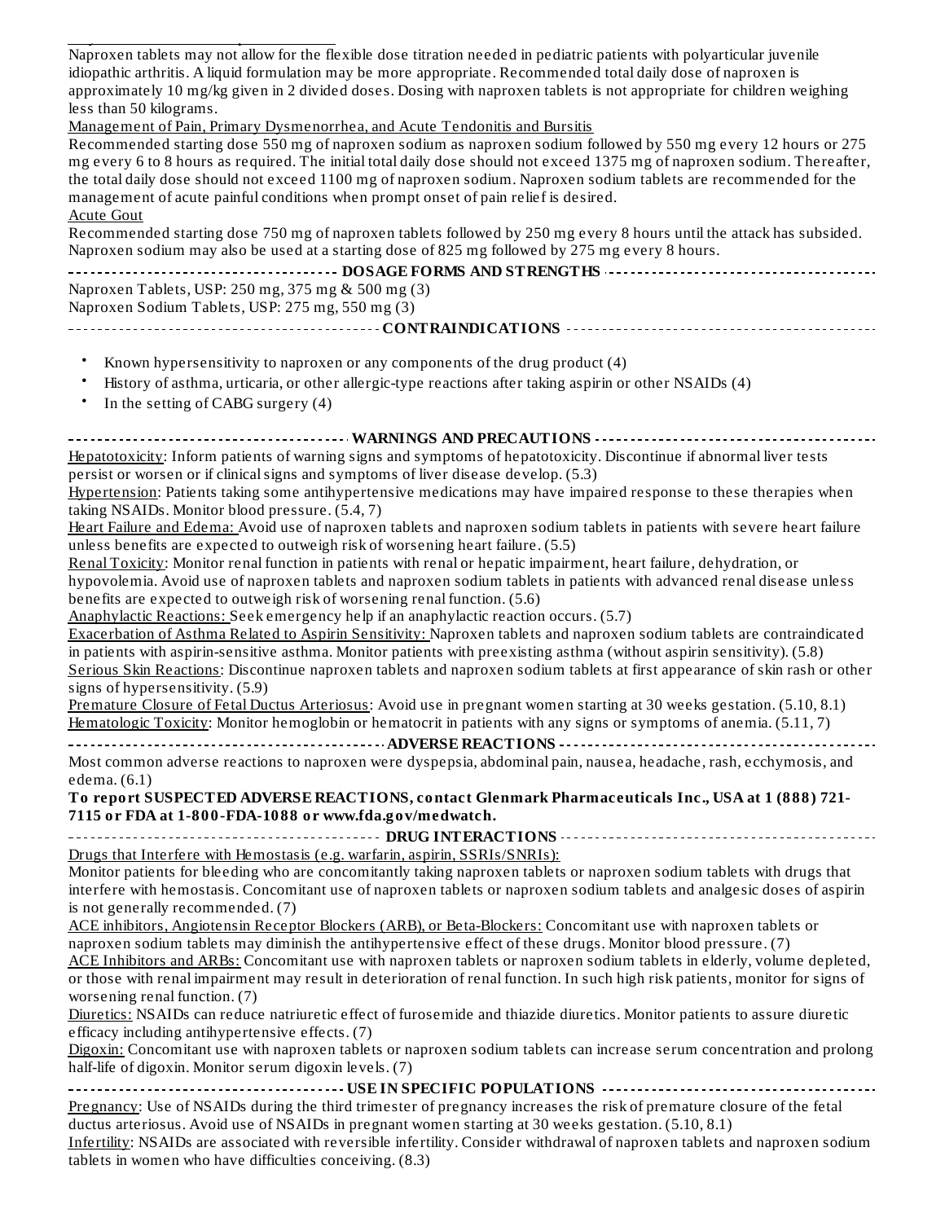Naproxen tablets may not allow for the flexible dose titration needed in pediatric patients with polyarticular juvenile idiopathic arthritis. A liquid formulation may be more appropriate. Recommended total daily dose of naproxen is approximately 10 mg/kg given in 2 divided doses. Dosing with naproxen tablets is not appropriate for children weighing less than 50 kilograms.

Management of Pain, Primary Dysmenorrhea, and Acute Tendonitis and Bursitis

Recommended starting dose 550 mg of naproxen sodium as naproxen sodium followed by 550 mg every 12 hours or 275 mg every 6 to 8 hours as required. The initial total daily dose should not exceed 1375 mg of naproxen sodium. Thereafter, the total daily dose should not exceed 1100 mg of naproxen sodium. Naproxen sodium tablets are recommended for the management of acute painful conditions when prompt onset of pain relief is desired.

Acute Gout

Recommended starting dose 750 mg of naproxen tablets followed by 250 mg every 8 hours until the attack has subsided. Naproxen sodium may also be used at a starting dose of 825 mg followed by 275 mg every 8 hours.

## DOSAGE FORMS AND STRENGTHS

Naproxen Tablets, USP: 250 mg, 375 mg & 500 mg (3)

Naproxen Sodium Tablets, USP: 275 mg, 550 mg (3)

## CONTRAINDICATIONS

- Known hypersensitivity to naproxen or any components of the drug product (4)
- History of asthma, urticaria, or other allergic-type reactions after taking aspirin or other NSAIDs (4)
- In the setting of CABG surgery (4)

## WARNINGS AND PRECAUTIONS

Hepatotoxicity: Inform patients of warning signs and symptoms of hepatotoxicity. Discontinue if abnormal liver tests persist or worsen or if clinical signs and symptoms of liver disease develop. (5.3)

Hypertension: Patients taking some antihypertensive medications may have impaired response to these therapies when taking NSAIDs. Monitor blood pressure. (5.4, 7)

Heart Failure and Edema: Avoid use of naproxen tablets and naproxen sodium tablets in patients with severe heart failure unless benefits are expected to outweigh risk of worsening heart failure. (5.5)

Renal Toxicity: Monitor renal function in patients with renal or hepatic impairment, heart failure, dehydration, or hypovolemia. Avoid use of naproxen tablets and naproxen sodium tablets in patients with advanced renal disease unless benefits are expected to outweigh risk of worsening renal function. (5.6)

Anaphylactic Reactions: Seek emergency help if an anaphylactic reaction occurs. (5.7)

Exacerbation of Asthma Related to Aspirin Sensitivity: Naproxen tablets and naproxen sodium tablets are contraindicated in patients with aspirin-sensitive asthma. Monitor patients with preexisting asthma (without aspirin sensitivity). (5.8)

Serious Skin Reactions: Discontinue naproxen tablets and naproxen sodium tablets at first appearance of skin rash or other signs of hypersensitivity. (5.9)

Premature Closure of Fetal Ductus Arteriosus: Avoid use in pregnant women starting at 30 weeks gestation. (5.10, 8.1)

Hematologic Toxicity: Monitor hemoglobin or hematocrit in patients with any signs or symptoms of anemia. (5.11, 7)

## ADVERSE REACTIONS

Most common adverse reactions to naproxen were dyspepsia, abdominal pain, nausea, headache, rash, ecchymosis, and edema. (6.1)

**To report SUSPECTED ADVERSE REACTIONS, contact Glenmark Pharmaceuticals Inc., USA at 1 (888) 721-7115 or FDA at 1-800-FDA-1088 or www.fda.gov/medwatch.**

## DRUG INTERACTIONS

Drugs that Interfere with Hemostasis (e.g. warfarin, aspirin, SSRIs/SNRIs):

Monitor patients for bleeding who are concomitantly taking naproxen tablets or naproxen sodium tablets with drugs that interfere with hemostasis. Concomitant use of naproxen tablets or naproxen sodium tablets and analgesic doses of aspirin is not generally recommended. (7)

ACE inhibitors, Angiotensin Receptor Blockers (ARB), or Beta-Blockers: Concomitant use with naproxen tablets or naproxen sodium tablets may diminish the antihypertensive effect of these drugs. Monitor blood pressure. (7)

ACE Inhibitors and ARBs: Concomitant use with naproxen tablets or naproxen sodium tablets in elderly, volume depleted, or those with renal impairment may result in deterioration of renal function. In such high risk patients, monitor for signs of worsening renal function. (7)

Diuretics: NSAIDs can reduce natriuretic effect of furosemide and thiazide diuretics. Monitor patients to assure diuretic efficacy including antihypertensive effects. (7)

Digoxin: Concomitant use with naproxen tablets or naproxen sodium tablets can increase serum concentration and prolong half-life of digoxin. Monitor serum digoxin levels. (7)

## USE IN SPECIFIC POPULATIONS

Pregnancy: Use of NSAIDs during the third trimester of pregnancy increases the risk of premature closure of the fetal ductus arteriosus. Avoid use of NSAIDs in pregnant women starting at 30 weeks gestation. (5.10, 8.1)

Infertility: NSAIDs are associated with reversible infertility. Consider withdrawal of naproxen tablets and naproxen sodium tablets in women who have difficulties conceiving. (8.3)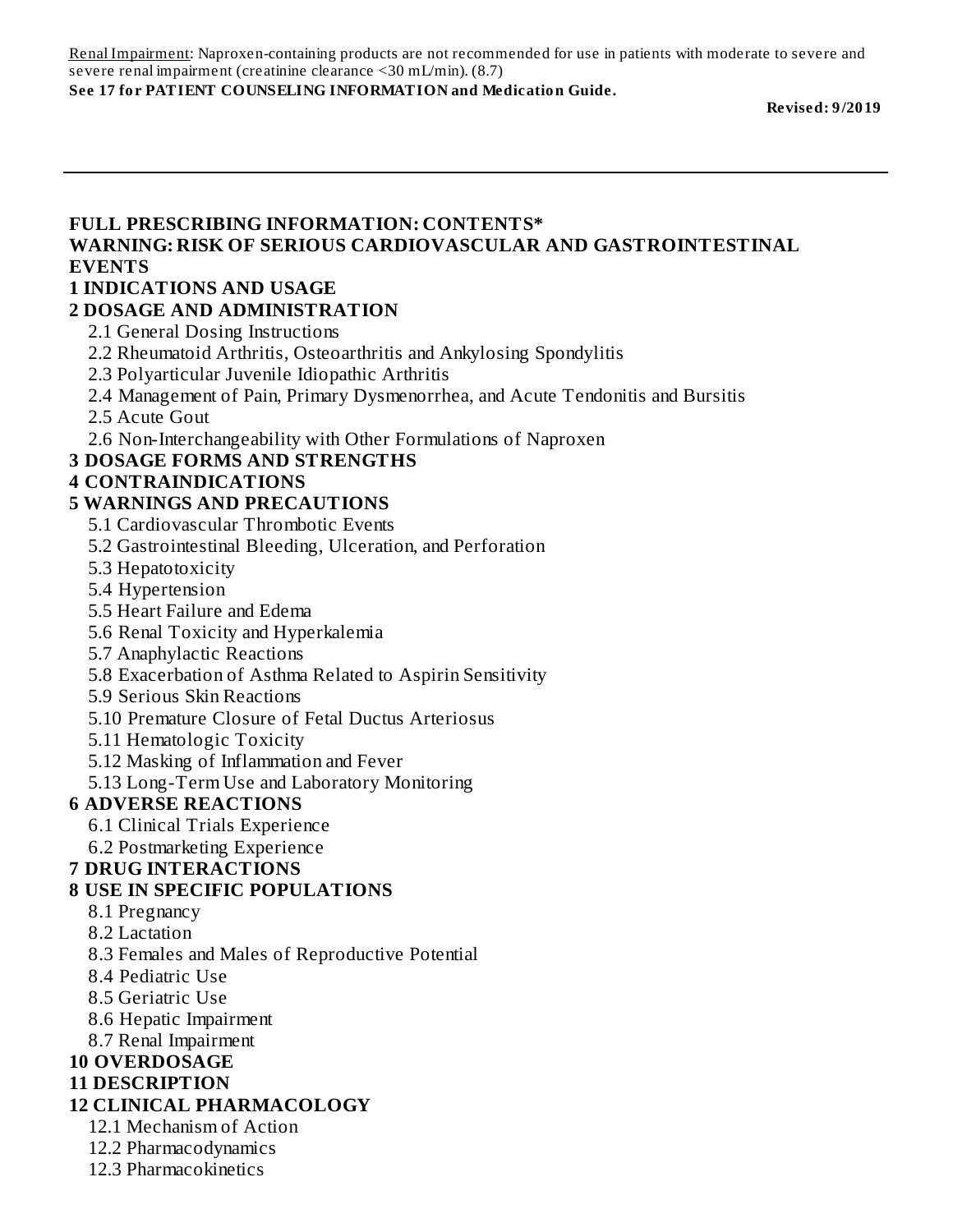Renal Impairment: Naproxen-containing products are not recommended for use in patients with moderate to severe and severe renal impairment (creatinine clearance <30 mL/min). (8.7)

**See 17 for PATIENT COUNSELING INFORMATION and Medication Guide.**

**Revised: 9/2019**

---

## FULL PRESCRIBING INFORMATION: CONTENTS*

**WARNING: RISK OF SERIOUS CARDIOVASCULAR AND GASTROINTESTINAL EVENTS**

**1 INDICATIONS AND USAGE**

**2 DOSAGE AND ADMINISTRATION**

- 2.1 General Dosing Instructions
- 2.2 Rheumatoid Arthritis, Osteoarthritis and Ankylosing Spondylitis
- 2.3 Polyarticular Juvenile Idiopathic Arthritis
- 2.4 Management of Pain, Primary Dysmenorrhea, and Acute Tendonitis and Bursitis
- 2.5 Acute Gout
- 2.6 Non-Interchangeability with Other Formulations of Naproxen

**3 DOSAGE FORMS AND STRENGTHS**

**4 CONTRAINDICATIONS**

**5 WARNINGS AND PRECAUTIONS**

- 5.1 Cardiovascular Thrombotic Events
- 5.2 Gastrointestinal Bleeding, Ulceration, and Perforation
- 5.3 Hepatotoxicity
- 5.4 Hypertension
- 5.5 Heart Failure and Edema
- 5.6 Renal Toxicity and Hyperkalemia
- 5.7 Anaphylactic Reactions
- 5.8 Exacerbation of Asthma Related to Aspirin Sensitivity
- 5.9 Serious Skin Reactions
- 5.10 Premature Closure of Fetal Ductus Arteriosus
- 5.11 Hematologic Toxicity
- 5.12 Masking of Inflammation and Fever
- 5.13 Long-Term Use and Laboratory Monitoring

**6 ADVERSE REACTIONS**

- 6.1 Clinical Trials Experience
- 6.2 Postmarketing Experience

**7 DRUG INTERACTIONS**

**8 USE IN SPECIFIC POPULATIONS**

- 8.1 Pregnancy
- 8.2 Lactation
- 8.3 Females and Males of Reproductive Potential
- 8.4 Pediatric Use
- 8.5 Geriatric Use
- 8.6 Hepatic Impairment
- 8.7 Renal Impairment

**10 OVERDOSAGE**

**11 DESCRIPTION**

**12 CLINICAL PHARMACOLOGY**

- 12.1 Mechanism of Action
- 12.2 Pharmacodynamics
- 12.3 Pharmacokinetics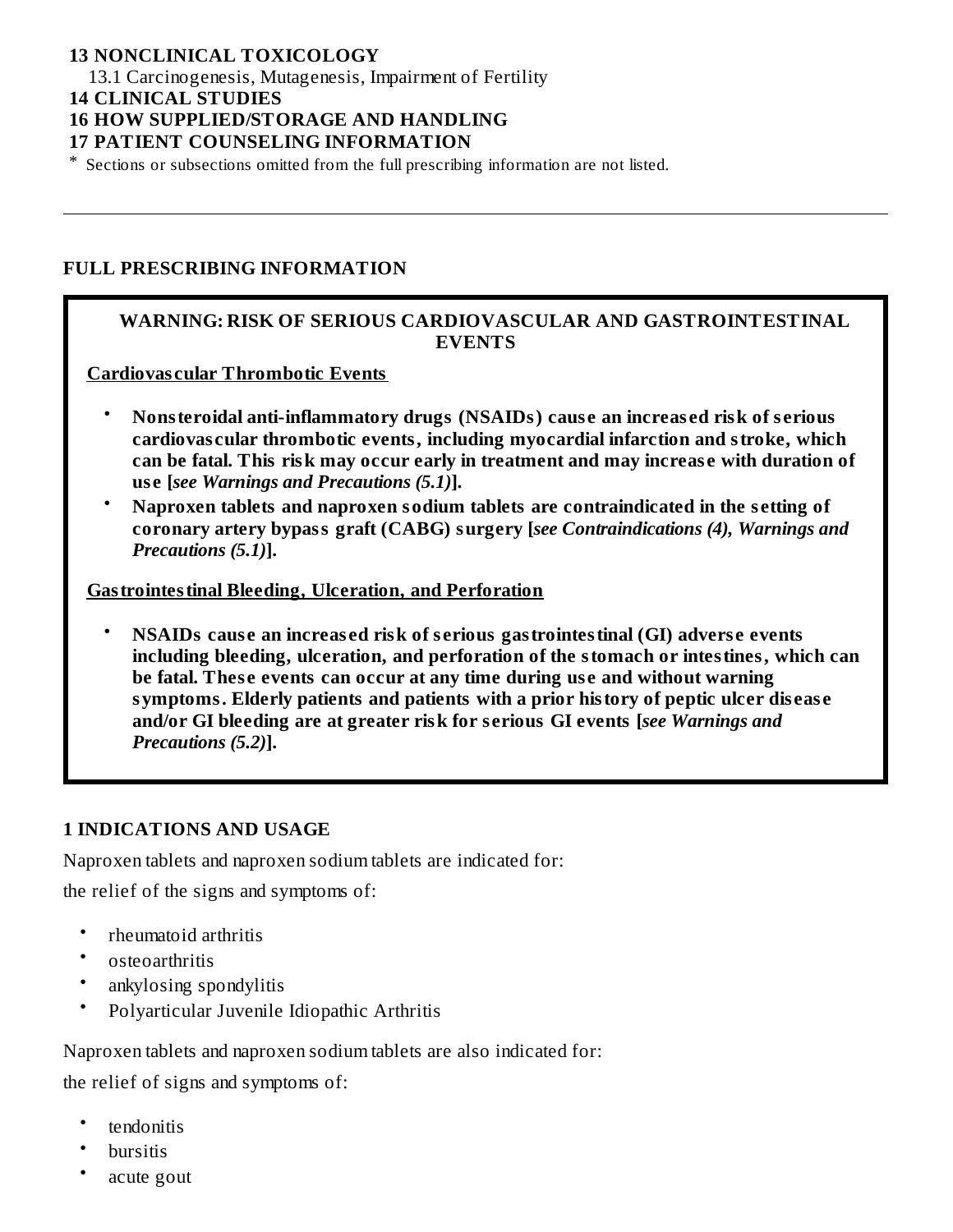**13 NONCLINICAL TOXICOLOGY**

13.1 Carcinogenesis, Mutagenesis, Impairment of Fertility

**14 CLINICAL STUDIES**

**16 HOW SUPPLIED/STORAGE AND HANDLING**

**17 PATIENT COUNSELING INFORMATION**

* Sections or subsections omitted from the full prescribing information are not listed.

---

## FULL PRESCRIBING INFORMATION

**WARNING: RISK OF SERIOUS CARDIOVASCULAR AND GASTROINTESTINAL EVENTS**

**Cardiovascular Thrombotic Events**

- **Nonsteroidal anti-inflammatory drugs (NSAIDs) cause an increased risk of serious cardiovascular thrombotic events, including myocardial infarction and stroke, which can be fatal. This risk may occur early in treatment and may increase with duration of use [*see Warnings and Precautions (5.1)*].**
- **Naproxen tablets and naproxen sodium tablets are contraindicated in the setting of coronary artery bypass graft (CABG) surgery [*see Contraindications (4), Warnings and Precautions (5.1)*].**

**Gastrointestinal Bleeding, Ulceration, and Perforation**

- **NSAIDs cause an increased risk of serious gastrointestinal (GI) adverse events including bleeding, ulceration, and perforation of the stomach or intestines, which can be fatal. These events can occur at any time during use and without warning symptoms. Elderly patients and patients with a prior history of peptic ulcer disease and/or GI bleeding are at greater risk for serious GI events [*see Warnings and Precautions (5.2)*].**

## 1 INDICATIONS AND USAGE

Naproxen tablets and naproxen sodium tablets are indicated for:

the relief of the signs and symptoms of:

- rheumatoid arthritis
- osteoarthritis
- ankylosing spondylitis
- Polyarticular Juvenile Idiopathic Arthritis

Naproxen tablets and naproxen sodium tablets are also indicated for:

the relief of signs and symptoms of:

- tendonitis
- bursitis
- acute gout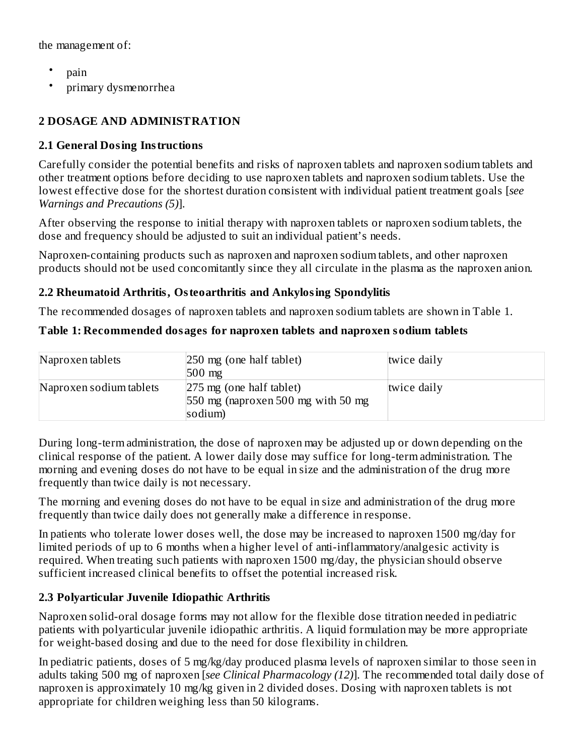the management of:

- pain
- primary dysmenorrhea

## 2 DOSAGE AND ADMINISTRATION

### 2.1 General Dosing Instructions

Carefully consider the potential benefits and risks of naproxen tablets and naproxen sodium tablets and other treatment options before deciding to use naproxen tablets and naproxen sodium tablets. Use the lowest effective dose for the shortest duration consistent with individual patient treatment goals [*see Warnings and Precautions (5)*].

After observing the response to initial therapy with naproxen tablets or naproxen sodium tablets, the dose and frequency should be adjusted to suit an individual patient's needs.

Naproxen-containing products such as naproxen and naproxen sodium tablets, and other naproxen products should not be used concomitantly since they all circulate in the plasma as the naproxen anion.

### 2.2 Rheumatoid Arthritis, Osteoarthritis and Ankylosing Spondylitis

The recommended dosages of naproxen tablets and naproxen sodium tablets are shown in Table 1.

**Table 1: Recommended dosages for naproxen tablets and naproxen sodium tablets**

| | | |
|---|---|---|
| Naproxen tablets | 250 mg (one half tablet)<br>500 mg | twice daily |
| Naproxen sodium tablets | 275 mg (one half tablet)<br>550 mg (naproxen 500 mg with 50 mg sodium) | twice daily |

During long-term administration, the dose of naproxen may be adjusted up or down depending on the clinical response of the patient. A lower daily dose may suffice for long-term administration. The morning and evening doses do not have to be equal in size and the administration of the drug more frequently than twice daily is not necessary.

The morning and evening doses do not have to be equal in size and administration of the drug more frequently than twice daily does not generally make a difference in response.

In patients who tolerate lower doses well, the dose may be increased to naproxen 1500 mg/day for limited periods of up to 6 months when a higher level of anti-inflammatory/analgesic activity is required. When treating such patients with naproxen 1500 mg/day, the physician should observe sufficient increased clinical benefits to offset the potential increased risk.

### 2.3 Polyarticular Juvenile Idiopathic Arthritis

Naproxen solid-oral dosage forms may not allow for the flexible dose titration needed in pediatric patients with polyarticular juvenile idiopathic arthritis. A liquid formulation may be more appropriate for weight-based dosing and due to the need for dose flexibility in children.

In pediatric patients, doses of 5 mg/kg/day produced plasma levels of naproxen similar to those seen in adults taking 500 mg of naproxen [*see Clinical Pharmacology (12)*]. The recommended total daily dose of naproxen is approximately 10 mg/kg given in 2 divided doses. Dosing with naproxen tablets is not appropriate for children weighing less than 50 kilograms.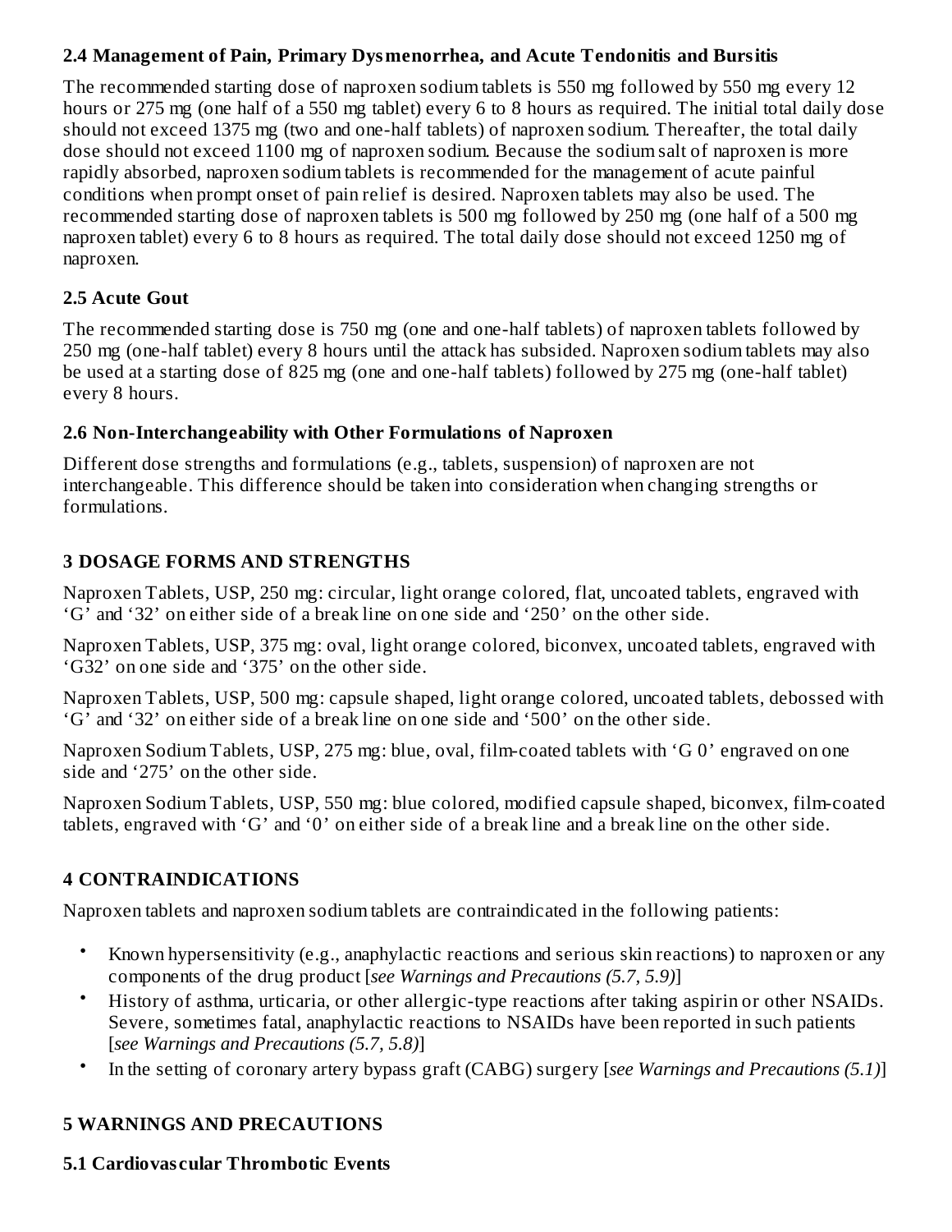### 2.4 Management of Pain, Primary Dysmenorrhea, and Acute Tendonitis and Bursitis

The recommended starting dose of naproxen sodium tablets is 550 mg followed by 550 mg every 12 hours or 275 mg (one half of a 550 mg tablet) every 6 to 8 hours as required. The initial total daily dose should not exceed 1375 mg (two and one-half tablets) of naproxen sodium. Thereafter, the total daily dose should not exceed 1100 mg of naproxen sodium. Because the sodium salt of naproxen is more rapidly absorbed, naproxen sodium tablets is recommended for the management of acute painful conditions when prompt onset of pain relief is desired. Naproxen tablets may also be used. The recommended starting dose of naproxen tablets is 500 mg followed by 250 mg (one half of a 500 mg naproxen tablet) every 6 to 8 hours as required. The total daily dose should not exceed 1250 mg of naproxen.

### 2.5 Acute Gout

The recommended starting dose is 750 mg (one and one-half tablets) of naproxen tablets followed by 250 mg (one-half tablet) every 8 hours until the attack has subsided. Naproxen sodium tablets may also be used at a starting dose of 825 mg (one and one-half tablets) followed by 275 mg (one-half tablet) every 8 hours.

### 2.6 Non-Interchangeability with Other Formulations of Naproxen

Different dose strengths and formulations (e.g., tablets, suspension) of naproxen are not interchangeable. This difference should be taken into consideration when changing strengths or formulations.

## 3 DOSAGE FORMS AND STRENGTHS

Naproxen Tablets, USP, 250 mg: circular, light orange colored, flat, uncoated tablets, engraved with 'G' and '32' on either side of a break line on one side and '250' on the other side.

Naproxen Tablets, USP, 375 mg: oval, light orange colored, biconvex, uncoated tablets, engraved with 'G32' on one side and '375' on the other side.

Naproxen Tablets, USP, 500 mg: capsule shaped, light orange colored, uncoated tablets, debossed with 'G' and '32' on either side of a break line on one side and '500' on the other side.

Naproxen Sodium Tablets, USP, 275 mg: blue, oval, film-coated tablets with 'G 0' engraved on one side and '275' on the other side.

Naproxen Sodium Tablets, USP, 550 mg: blue colored, modified capsule shaped, biconvex, film-coated tablets, engraved with 'G' and '0' on either side of a break line and a break line on the other side.

## 4 CONTRAINDICATIONS

Naproxen tablets and naproxen sodium tablets are contraindicated in the following patients:

- Known hypersensitivity (e.g., anaphylactic reactions and serious skin reactions) to naproxen or any components of the drug product [*see Warnings and Precautions (5.7, 5.9)*]
- History of asthma, urticaria, or other allergic-type reactions after taking aspirin or other NSAIDs. Severe, sometimes fatal, anaphylactic reactions to NSAIDs have been reported in such patients [*see Warnings and Precautions (5.7, 5.8)*]
- In the setting of coronary artery bypass graft (CABG) surgery [*see Warnings and Precautions (5.1)*]

## 5 WARNINGS AND PRECAUTIONS

### 5.1 Cardiovascular Thrombotic Events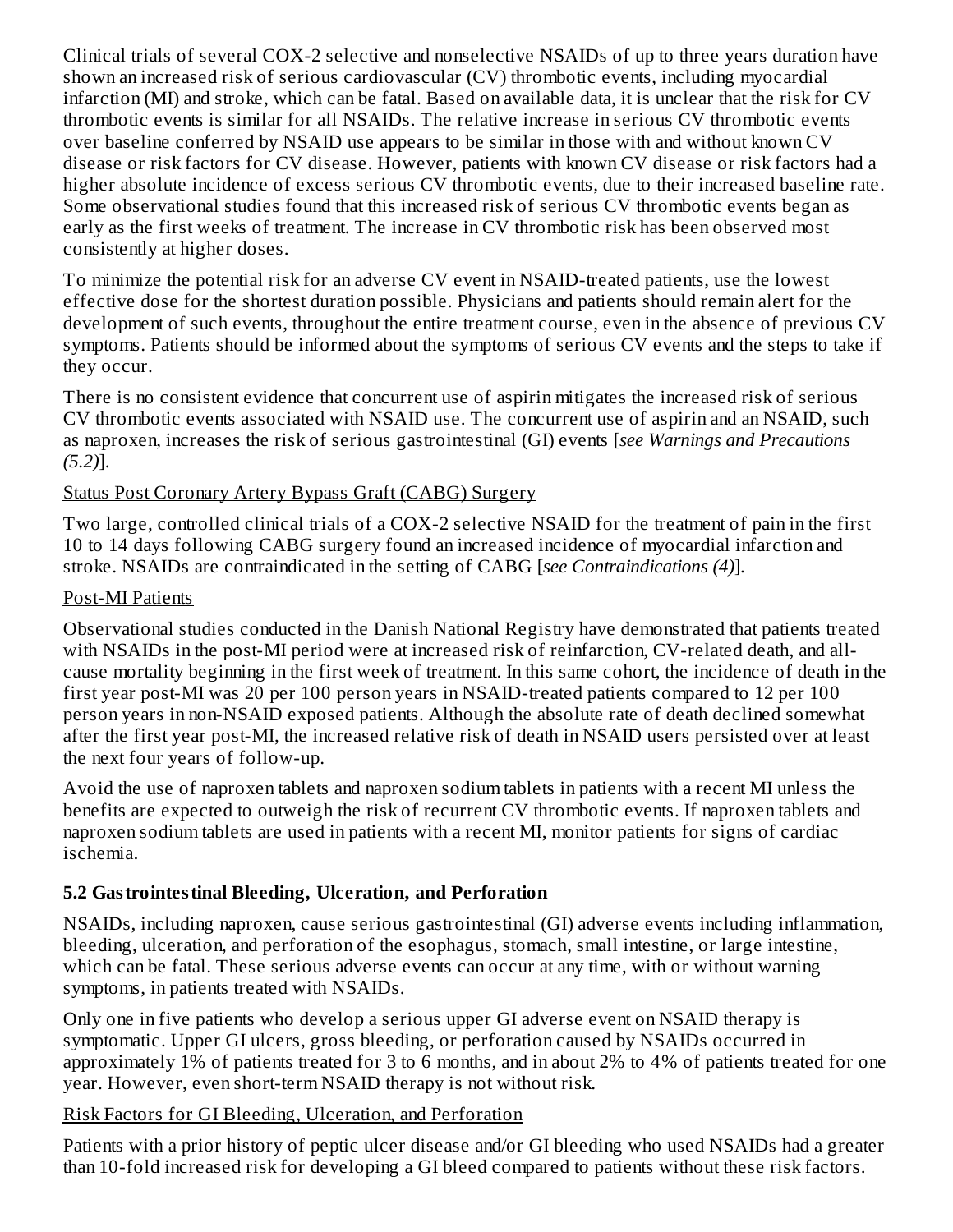Clinical trials of several COX-2 selective and nonselective NSAIDs of up to three years duration have shown an increased risk of serious cardiovascular (CV) thrombotic events, including myocardial infarction (MI) and stroke, which can be fatal. Based on available data, it is unclear that the risk for CV thrombotic events is similar for all NSAIDs. The relative increase in serious CV thrombotic events over baseline conferred by NSAID use appears to be similar in those with and without known CV disease or risk factors for CV disease. However, patients with known CV disease or risk factors had a higher absolute incidence of excess serious CV thrombotic events, due to their increased baseline rate. Some observational studies found that this increased risk of serious CV thrombotic events began as early as the first weeks of treatment. The increase in CV thrombotic risk has been observed most consistently at higher doses.

To minimize the potential risk for an adverse CV event in NSAID-treated patients, use the lowest effective dose for the shortest duration possible. Physicians and patients should remain alert for the development of such events, throughout the entire treatment course, even in the absence of previous CV symptoms. Patients should be informed about the symptoms of serious CV events and the steps to take if they occur.

There is no consistent evidence that concurrent use of aspirin mitigates the increased risk of serious CV thrombotic events associated with NSAID use. The concurrent use of aspirin and an NSAID, such as naproxen, increases the risk of serious gastrointestinal (GI) events [*see Warnings and Precautions (5.2)*].

Status Post Coronary Artery Bypass Graft (CABG) Surgery

Two large, controlled clinical trials of a COX-2 selective NSAID for the treatment of pain in the first 10 to 14 days following CABG surgery found an increased incidence of myocardial infarction and stroke. NSAIDs are contraindicated in the setting of CABG [*see Contraindications (4)*].

Post-MI Patients

Observational studies conducted in the Danish National Registry have demonstrated that patients treated with NSAIDs in the post-MI period were at increased risk of reinfarction, CV-related death, and all-cause mortality beginning in the first week of treatment. In this same cohort, the incidence of death in the first year post-MI was 20 per 100 person years in NSAID-treated patients compared to 12 per 100 person years in non-NSAID exposed patients. Although the absolute rate of death declined somewhat after the first year post-MI, the increased relative risk of death in NSAID users persisted over at least the next four years of follow-up.

Avoid the use of naproxen tablets and naproxen sodium tablets in patients with a recent MI unless the benefits are expected to outweigh the risk of recurrent CV thrombotic events. If naproxen tablets and naproxen sodium tablets are used in patients with a recent MI, monitor patients for signs of cardiac ischemia.

### 5.2 Gastrointestinal Bleeding, Ulceration, and Perforation

NSAIDs, including naproxen, cause serious gastrointestinal (GI) adverse events including inflammation, bleeding, ulceration, and perforation of the esophagus, stomach, small intestine, or large intestine, which can be fatal. These serious adverse events can occur at any time, with or without warning symptoms, in patients treated with NSAIDs.

Only one in five patients who develop a serious upper GI adverse event on NSAID therapy is symptomatic. Upper GI ulcers, gross bleeding, or perforation caused by NSAIDs occurred in approximately 1% of patients treated for 3 to 6 months, and in about 2% to 4% of patients treated for one year. However, even short-term NSAID therapy is not without risk.

Risk Factors for GI Bleeding, Ulceration, and Perforation

Patients with a prior history of peptic ulcer disease and/or GI bleeding who used NSAIDs had a greater than 10-fold increased risk for developing a GI bleed compared to patients without these risk factors.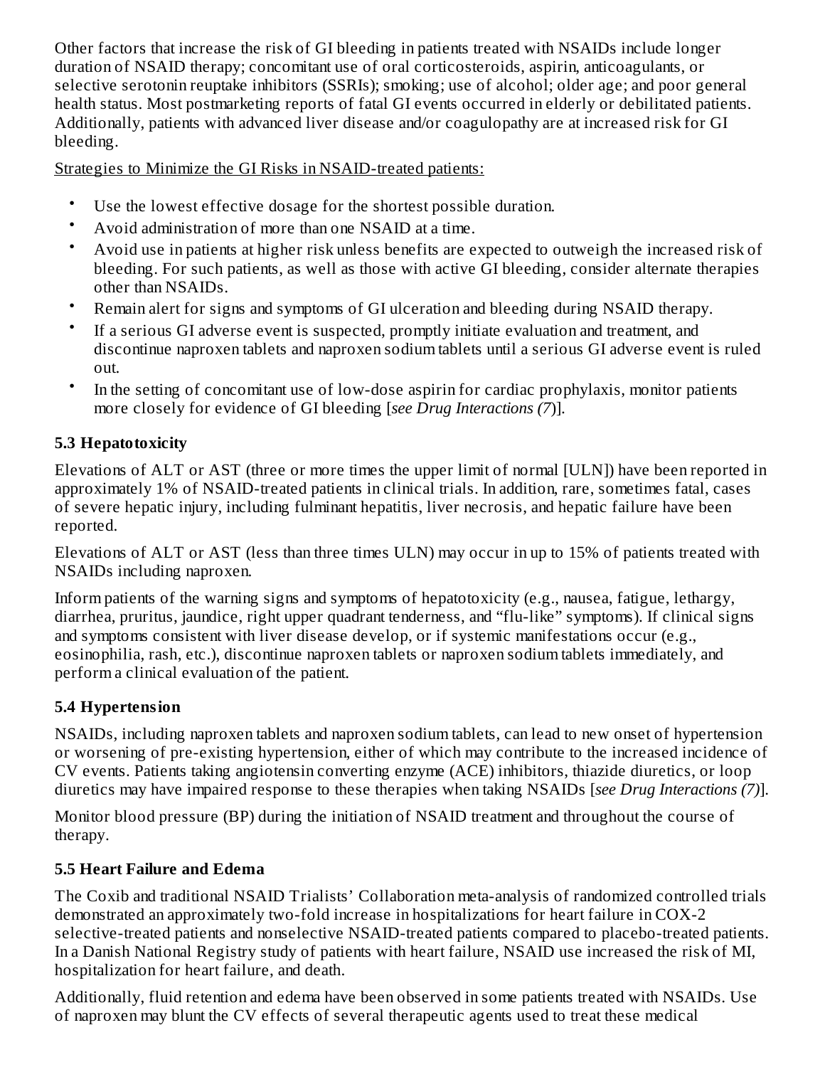Other factors that increase the risk of GI bleeding in patients treated with NSAIDs include longer duration of NSAID therapy; concomitant use of oral corticosteroids, aspirin, anticoagulants, or selective serotonin reuptake inhibitors (SSRIs); smoking; use of alcohol; older age; and poor general health status. Most postmarketing reports of fatal GI events occurred in elderly or debilitated patients. Additionally, patients with advanced liver disease and/or coagulopathy are at increased risk for GI bleeding.

Strategies to Minimize the GI Risks in NSAID-treated patients:

- Use the lowest effective dosage for the shortest possible duration.
- Avoid administration of more than one NSAID at a time.
- Avoid use in patients at higher risk unless benefits are expected to outweigh the increased risk of bleeding. For such patients, as well as those with active GI bleeding, consider alternate therapies other than NSAIDs.
- Remain alert for signs and symptoms of GI ulceration and bleeding during NSAID therapy.
- If a serious GI adverse event is suspected, promptly initiate evaluation and treatment, and discontinue naproxen tablets and naproxen sodium tablets until a serious GI adverse event is ruled out.
- In the setting of concomitant use of low-dose aspirin for cardiac prophylaxis, monitor patients more closely for evidence of GI bleeding [*see Drug Interactions (7)*].

### 5.3 Hepatotoxicity

Elevations of ALT or AST (three or more times the upper limit of normal [ULN]) have been reported in approximately 1% of NSAID-treated patients in clinical trials. In addition, rare, sometimes fatal, cases of severe hepatic injury, including fulminant hepatitis, liver necrosis, and hepatic failure have been reported.

Elevations of ALT or AST (less than three times ULN) may occur in up to 15% of patients treated with NSAIDs including naproxen.

Inform patients of the warning signs and symptoms of hepatotoxicity (e.g., nausea, fatigue, lethargy, diarrhea, pruritus, jaundice, right upper quadrant tenderness, and "flu-like" symptoms). If clinical signs and symptoms consistent with liver disease develop, or if systemic manifestations occur (e.g., eosinophilia, rash, etc.), discontinue naproxen tablets or naproxen sodium tablets immediately, and perform a clinical evaluation of the patient.

### 5.4 Hypertension

NSAIDs, including naproxen tablets and naproxen sodium tablets, can lead to new onset of hypertension or worsening of pre-existing hypertension, either of which may contribute to the increased incidence of CV events. Patients taking angiotensin converting enzyme (ACE) inhibitors, thiazide diuretics, or loop diuretics may have impaired response to these therapies when taking NSAIDs [*see Drug Interactions (7)*].

Monitor blood pressure (BP) during the initiation of NSAID treatment and throughout the course of therapy.

### 5.5 Heart Failure and Edema

The Coxib and traditional NSAID Trialists' Collaboration meta-analysis of randomized controlled trials demonstrated an approximately two-fold increase in hospitalizations for heart failure in COX-2 selective-treated patients and nonselective NSAID-treated patients compared to placebo-treated patients. In a Danish National Registry study of patients with heart failure, NSAID use increased the risk of MI, hospitalization for heart failure, and death.

Additionally, fluid retention and edema have been observed in some patients treated with NSAIDs. Use of naproxen may blunt the CV effects of several therapeutic agents used to treat these medical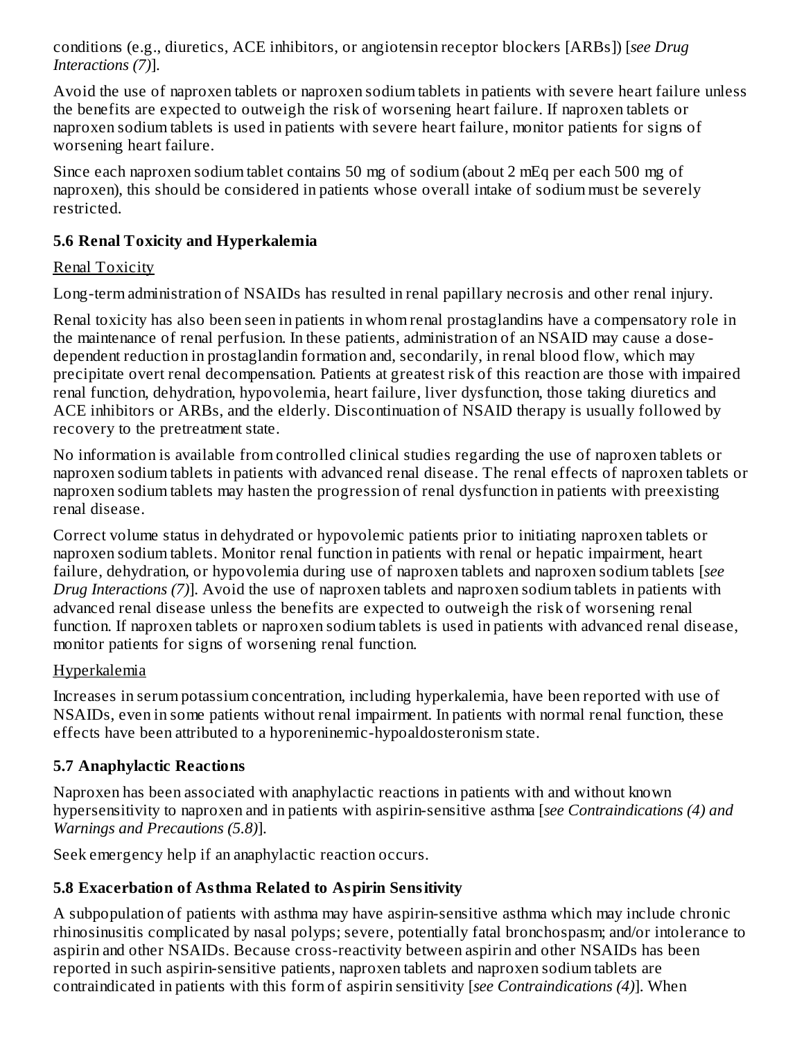conditions (e.g., diuretics, ACE inhibitors, or angiotensin receptor blockers [ARBs]) [*see Drug Interactions (7)*].

Avoid the use of naproxen tablets or naproxen sodium tablets in patients with severe heart failure unless the benefits are expected to outweigh the risk of worsening heart failure. If naproxen tablets or naproxen sodium tablets is used in patients with severe heart failure, monitor patients for signs of worsening heart failure.

Since each naproxen sodium tablet contains 50 mg of sodium (about 2 mEq per each 500 mg of naproxen), this should be considered in patients whose overall intake of sodium must be severely restricted.

### 5.6 Renal Toxicity and Hyperkalemia

Renal Toxicity

Long-term administration of NSAIDs has resulted in renal papillary necrosis and other renal injury.

Renal toxicity has also been seen in patients in whom renal prostaglandins have a compensatory role in the maintenance of renal perfusion. In these patients, administration of an NSAID may cause a dose-dependent reduction in prostaglandin formation and, secondarily, in renal blood flow, which may precipitate overt renal decompensation. Patients at greatest risk of this reaction are those with impaired renal function, dehydration, hypovolemia, heart failure, liver dysfunction, those taking diuretics and ACE inhibitors or ARBs, and the elderly. Discontinuation of NSAID therapy is usually followed by recovery to the pretreatment state.

No information is available from controlled clinical studies regarding the use of naproxen tablets or naproxen sodium tablets in patients with advanced renal disease. The renal effects of naproxen tablets or naproxen sodium tablets may hasten the progression of renal dysfunction in patients with preexisting renal disease.

Correct volume status in dehydrated or hypovolemic patients prior to initiating naproxen tablets or naproxen sodium tablets. Monitor renal function in patients with renal or hepatic impairment, heart failure, dehydration, or hypovolemia during use of naproxen tablets and naproxen sodium tablets [*see Drug Interactions (7)*]. Avoid the use of naproxen tablets and naproxen sodium tablets in patients with advanced renal disease unless the benefits are expected to outweigh the risk of worsening renal function. If naproxen tablets or naproxen sodium tablets is used in patients with advanced renal disease, monitor patients for signs of worsening renal function.

Hyperkalemia

Increases in serum potassium concentration, including hyperkalemia, have been reported with use of NSAIDs, even in some patients without renal impairment. In patients with normal renal function, these effects have been attributed to a hyporeninemic-hypoaldosteronism state.

### 5.7 Anaphylactic Reactions

Naproxen has been associated with anaphylactic reactions in patients with and without known hypersensitivity to naproxen and in patients with aspirin-sensitive asthma [*see Contraindications (4) and Warnings and Precautions (5.8)*].

Seek emergency help if an anaphylactic reaction occurs.

### 5.8 Exacerbation of Asthma Related to Aspirin Sensitivity

A subpopulation of patients with asthma may have aspirin-sensitive asthma which may include chronic rhinosinusitis complicated by nasal polyps; severe, potentially fatal bronchospasm; and/or intolerance to aspirin and other NSAIDs. Because cross-reactivity between aspirin and other NSAIDs has been reported in such aspirin-sensitive patients, naproxen tablets and naproxen sodium tablets are contraindicated in patients with this form of aspirin sensitivity [*see Contraindications (4)*]. When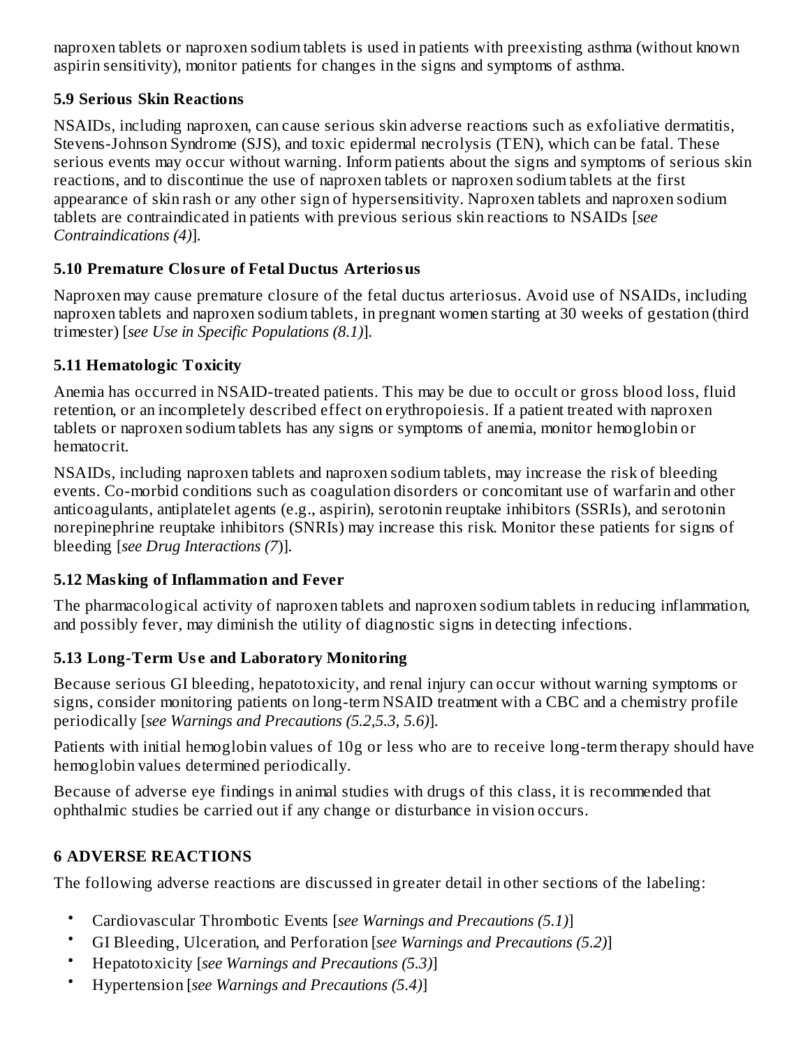naproxen tablets or naproxen sodium tablets is used in patients with preexisting asthma (without known aspirin sensitivity), monitor patients for changes in the signs and symptoms of asthma.

### 5.9 Serious Skin Reactions

NSAIDs, including naproxen, can cause serious skin adverse reactions such as exfoliative dermatitis, Stevens-Johnson Syndrome (SJS), and toxic epidermal necrolysis (TEN), which can be fatal. These serious events may occur without warning. Inform patients about the signs and symptoms of serious skin reactions, and to discontinue the use of naproxen tablets or naproxen sodium tablets at the first appearance of skin rash or any other sign of hypersensitivity. Naproxen tablets and naproxen sodium tablets are contraindicated in patients with previous serious skin reactions to NSAIDs [*see Contraindications (4)*].

### 5.10 Premature Closure of Fetal Ductus Arteriosus

Naproxen may cause premature closure of the fetal ductus arteriosus. Avoid use of NSAIDs, including naproxen tablets and naproxen sodium tablets, in pregnant women starting at 30 weeks of gestation (third trimester) [*see Use in Specific Populations (8.1)*].

### 5.11 Hematologic Toxicity

Anemia has occurred in NSAID-treated patients. This may be due to occult or gross blood loss, fluid retention, or an incompletely described effect on erythropoiesis. If a patient treated with naproxen tablets or naproxen sodium tablets has any signs or symptoms of anemia, monitor hemoglobin or hematocrit.

NSAIDs, including naproxen tablets and naproxen sodium tablets, may increase the risk of bleeding events. Co-morbid conditions such as coagulation disorders or concomitant use of warfarin and other anticoagulants, antiplatelet agents (e.g., aspirin), serotonin reuptake inhibitors (SSRIs), and serotonin norepinephrine reuptake inhibitors (SNRIs) may increase this risk. Monitor these patients for signs of bleeding [*see Drug Interactions (7)*].

### 5.12 Masking of Inflammation and Fever

The pharmacological activity of naproxen tablets and naproxen sodium tablets in reducing inflammation, and possibly fever, may diminish the utility of diagnostic signs in detecting infections.

### 5.13 Long-Term Use and Laboratory Monitoring

Because serious GI bleeding, hepatotoxicity, and renal injury can occur without warning symptoms or signs, consider monitoring patients on long-term NSAID treatment with a CBC and a chemistry profile periodically [*see Warnings and Precautions (5.2,5.3, 5.6)*].

Patients with initial hemoglobin values of 10g or less who are to receive long-term therapy should have hemoglobin values determined periodically.

Because of adverse eye findings in animal studies with drugs of this class, it is recommended that ophthalmic studies be carried out if any change or disturbance in vision occurs.

## 6 ADVERSE REACTIONS

The following adverse reactions are discussed in greater detail in other sections of the labeling:

- Cardiovascular Thrombotic Events [*see Warnings and Precautions (5.1)*]
- GI Bleeding, Ulceration, and Perforation [*see Warnings and Precautions (5.2)*]
- Hepatotoxicity [*see Warnings and Precautions (5.3)*]
- Hypertension [*see Warnings and Precautions (5.4)*]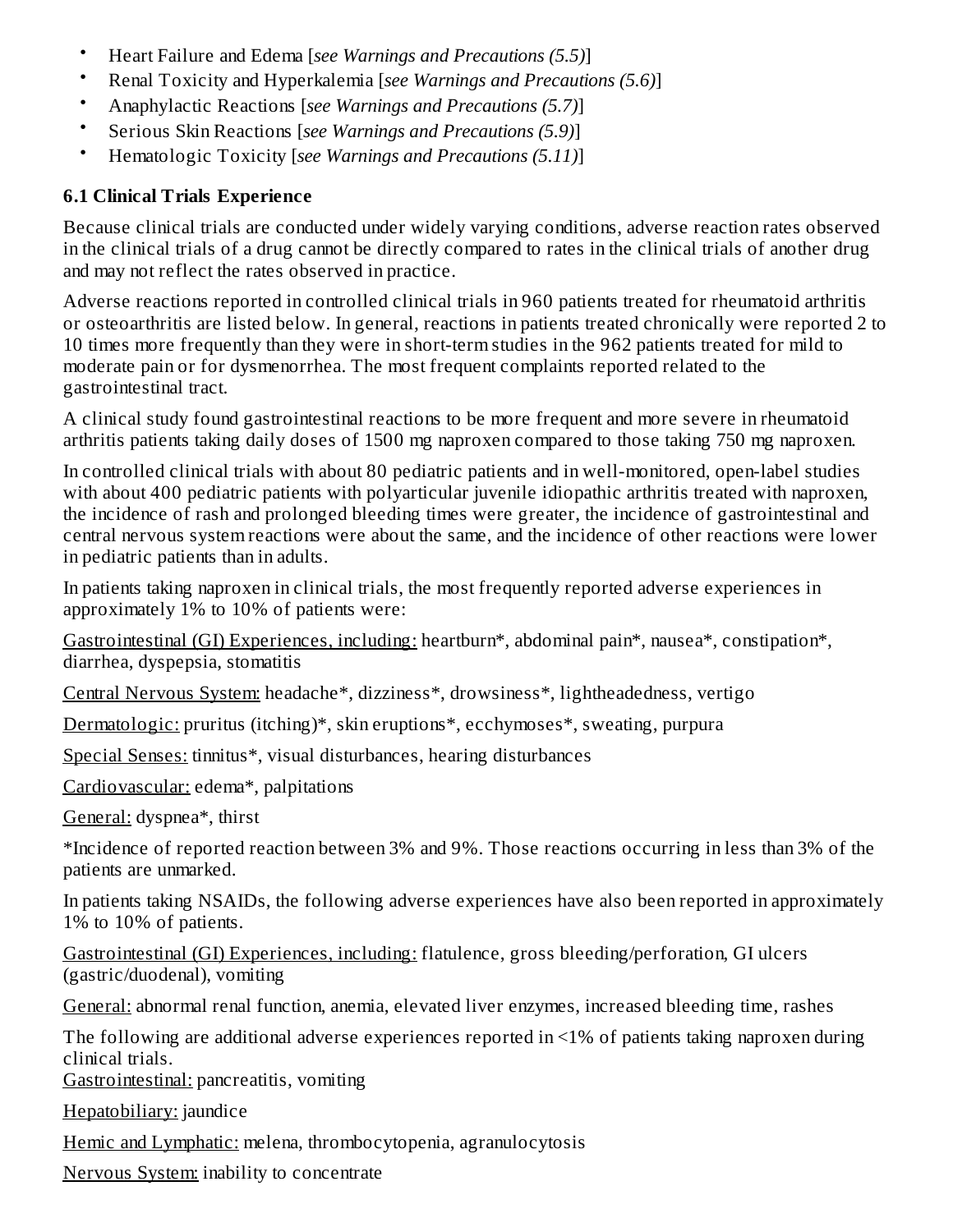- Heart Failure and Edema [*see Warnings and Precautions (5.5)*]
- Renal Toxicity and Hyperkalemia [*see Warnings and Precautions (5.6)*]
- Anaphylactic Reactions [*see Warnings and Precautions (5.7)*]
- Serious Skin Reactions [*see Warnings and Precautions (5.9)*]
- Hematologic Toxicity [*see Warnings and Precautions (5.11)*]

### 6.1 Clinical Trials Experience

Because clinical trials are conducted under widely varying conditions, adverse reaction rates observed in the clinical trials of a drug cannot be directly compared to rates in the clinical trials of another drug and may not reflect the rates observed in practice.

Adverse reactions reported in controlled clinical trials in 960 patients treated for rheumatoid arthritis or osteoarthritis are listed below. In general, reactions in patients treated chronically were reported 2 to 10 times more frequently than they were in short-term studies in the 962 patients treated for mild to moderate pain or for dysmenorrhea. The most frequent complaints reported related to the gastrointestinal tract.

A clinical study found gastrointestinal reactions to be more frequent and more severe in rheumatoid arthritis patients taking daily doses of 1500 mg naproxen compared to those taking 750 mg naproxen.

In controlled clinical trials with about 80 pediatric patients and in well-monitored, open-label studies with about 400 pediatric patients with polyarticular juvenile idiopathic arthritis treated with naproxen, the incidence of rash and prolonged bleeding times were greater, the incidence of gastrointestinal and central nervous system reactions were about the same, and the incidence of other reactions were lower in pediatric patients than in adults.

In patients taking naproxen in clinical trials, the most frequently reported adverse experiences in approximately 1% to 10% of patients were:

<u>Gastrointestinal (GI) Experiences, including:</u> heartburn*, abdominal pain*, nausea*, constipation*, diarrhea, dyspepsia, stomatitis

<u>Central Nervous System:</u> headache*, dizziness*, drowsiness*, lightheadedness, vertigo

<u>Dermatologic:</u> pruritus (itching)*, skin eruptions*, ecchymoses*, sweating, purpura

<u>Special Senses:</u> tinnitus*, visual disturbances, hearing disturbances

<u>Cardiovascular:</u> edema*, palpitations

<u>General:</u> dyspnea*, thirst

*Incidence of reported reaction between 3% and 9%. Those reactions occurring in less than 3% of the patients are unmarked.

In patients taking NSAIDs, the following adverse experiences have also been reported in approximately 1% to 10% of patients.

<u>Gastrointestinal (GI) Experiences, including:</u> flatulence, gross bleeding/perforation, GI ulcers (gastric/duodenal), vomiting

<u>General:</u> abnormal renal function, anemia, elevated liver enzymes, increased bleeding time, rashes

The following are additional adverse experiences reported in <1% of patients taking naproxen during clinical trials.

<u>Gastrointestinal:</u> pancreatitis, vomiting

<u>Hepatobiliary:</u> jaundice

<u>Hemic and Lymphatic:</u> melena, thrombocytopenia, agranulocytosis

<u>Nervous System:</u> inability to concentrate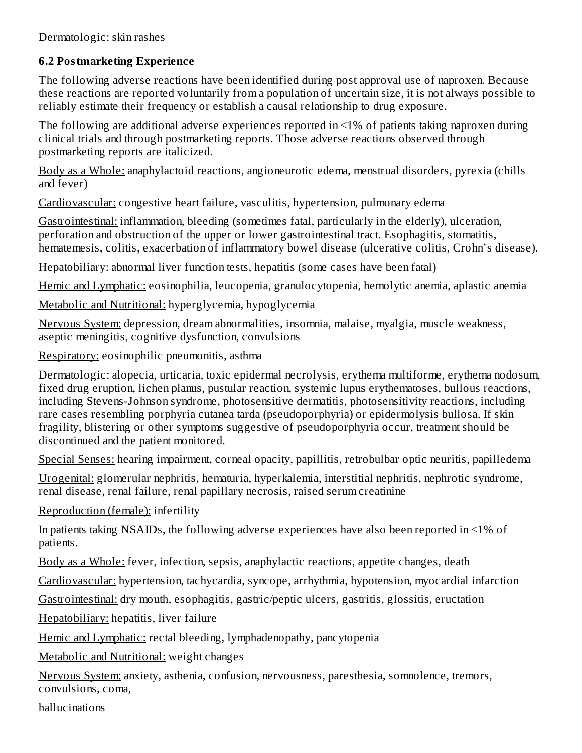Dermatologic: skin rashes

### 6.2 Postmarketing Experience

The following adverse reactions have been identified during post approval use of naproxen. Because these reactions are reported voluntarily from a population of uncertain size, it is not always possible to reliably estimate their frequency or establish a causal relationship to drug exposure.

The following are additional adverse experiences reported in <1% of patients taking naproxen during clinical trials and through postmarketing reports. Those adverse reactions observed through postmarketing reports are italicized.

Body as a Whole: anaphylactoid reactions, angioneurotic edema, menstrual disorders, pyrexia (chills and fever)

Cardiovascular: congestive heart failure, vasculitis, hypertension, pulmonary edema

Gastrointestinal: inflammation, bleeding (sometimes fatal, particularly in the elderly), ulceration, perforation and obstruction of the upper or lower gastrointestinal tract. Esophagitis, stomatitis, hematemesis, colitis, exacerbation of inflammatory bowel disease (ulcerative colitis, Crohn's disease).

Hepatobiliary: abnormal liver function tests, hepatitis (some cases have been fatal)

Hemic and Lymphatic: eosinophilia, leucopenia, granulocytopenia, hemolytic anemia, aplastic anemia

Metabolic and Nutritional: hyperglycemia, hypoglycemia

Nervous System: depression, dream abnormalities, insomnia, malaise, myalgia, muscle weakness, aseptic meningitis, cognitive dysfunction, convulsions

Respiratory: eosinophilic pneumonitis, asthma

Dermatologic: alopecia, urticaria, toxic epidermal necrolysis, erythema multiforme, erythema nodosum, fixed drug eruption, lichen planus, pustular reaction, systemic lupus erythematoses, bullous reactions, including Stevens-Johnson syndrome, photosensitive dermatitis, photosensitivity reactions, including rare cases resembling porphyria cutanea tarda (pseudoporphyria) or epidermolysis bullosa. If skin fragility, blistering or other symptoms suggestive of pseudoporphyria occur, treatment should be discontinued and the patient monitored.

Special Senses: hearing impairment, corneal opacity, papillitis, retrobulbar optic neuritis, papilledema

Urogenital: glomerular nephritis, hematuria, hyperkalemia, interstitial nephritis, nephrotic syndrome, renal disease, renal failure, renal papillary necrosis, raised serum creatinine

Reproduction (female): infertility

In patients taking NSAIDs, the following adverse experiences have also been reported in <1% of patients.

Body as a Whole: fever, infection, sepsis, anaphylactic reactions, appetite changes, death

Cardiovascular: hypertension, tachycardia, syncope, arrhythmia, hypotension, myocardial infarction

Gastrointestinal: dry mouth, esophagitis, gastric/peptic ulcers, gastritis, glossitis, eructation

Hepatobiliary: hepatitis, liver failure

Hemic and Lymphatic: rectal bleeding, lymphadenopathy, pancytopenia

Metabolic and Nutritional: weight changes

Nervous System: anxiety, asthenia, confusion, nervousness, paresthesia, somnolence, tremors, convulsions, coma,

hallucinations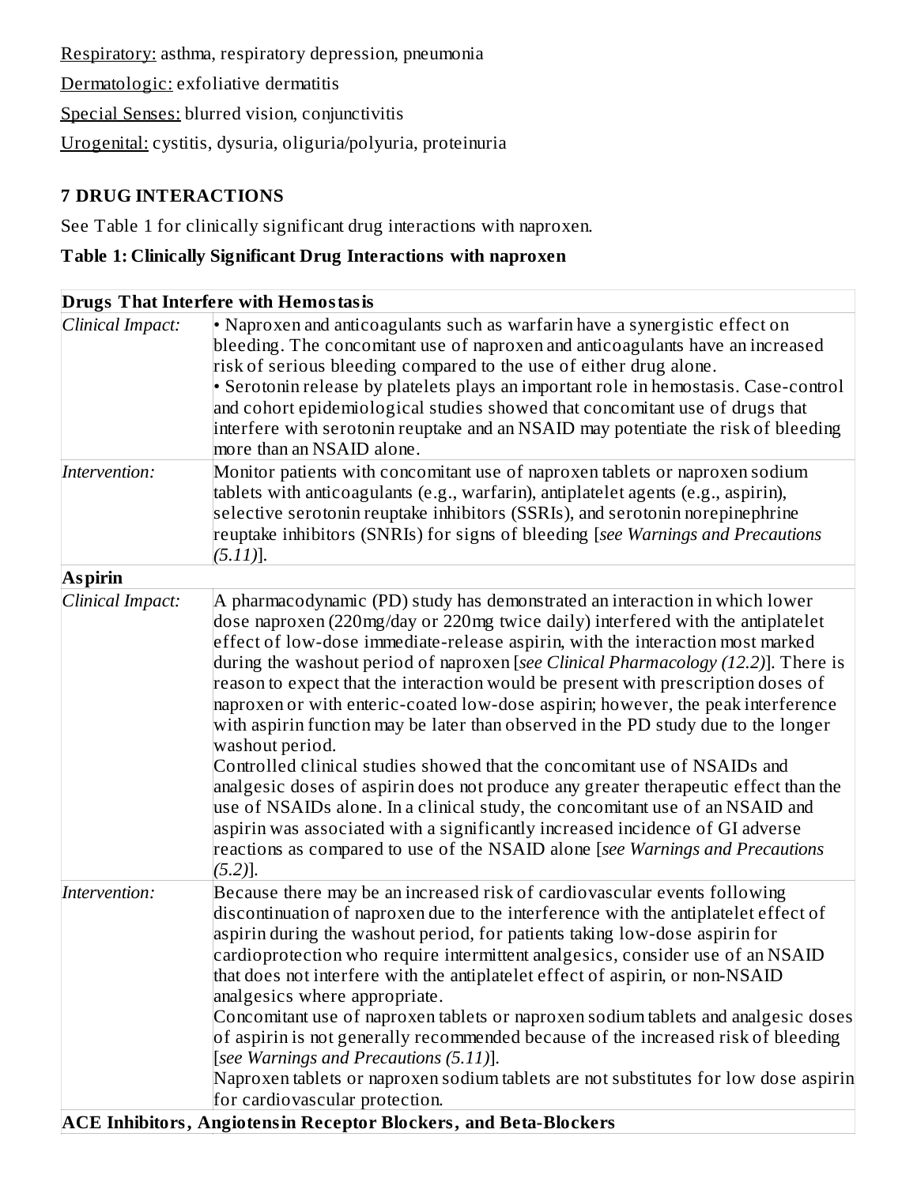Respiratory: asthma, respiratory depression, pneumonia

Dermatologic: exfoliative dermatitis

Special Senses: blurred vision, conjunctivitis

Urogenital: cystitis, dysuria, oliguria/polyuria, proteinuria

## 7 DRUG INTERACTIONS

See Table 1 for clinically significant drug interactions with naproxen.

**Table 1: Clinically Significant Drug Interactions with naproxen**

| **Drugs That Interfere with Hemostasis** | |
|---|---|
| *Clinical Impact:* | • Naproxen and anticoagulants such as warfarin have a synergistic effect on bleeding. The concomitant use of naproxen and anticoagulants have an increased risk of serious bleeding compared to the use of either drug alone.<br>• Serotonin release by platelets plays an important role in hemostasis. Case-control and cohort epidemiological studies showed that concomitant use of drugs that interfere with serotonin reuptake and an NSAID may potentiate the risk of bleeding more than an NSAID alone. |
| *Intervention:* | Monitor patients with concomitant use of naproxen tablets or naproxen sodium tablets with anticoagulants (e.g., warfarin), antiplatelet agents (e.g., aspirin), selective serotonin reuptake inhibitors (SSRIs), and serotonin norepinephrine reuptake inhibitors (SNRIs) for signs of bleeding [*see Warnings and Precautions (5.11)*]. |
| **Aspirin** | |
| *Clinical Impact:* | A pharmacodynamic (PD) study has demonstrated an interaction in which lower dose naproxen (220mg/day or 220mg twice daily) interfered with the antiplatelet effect of low-dose immediate-release aspirin, with the interaction most marked during the washout period of naproxen [*see Clinical Pharmacology (12.2)*]. There is reason to expect that the interaction would be present with prescription doses of naproxen or with enteric-coated low-dose aspirin; however, the peak interference with aspirin function may be later than observed in the PD study due to the longer washout period.<br>Controlled clinical studies showed that the concomitant use of NSAIDs and analgesic doses of aspirin does not produce any greater therapeutic effect than the use of NSAIDs alone. In a clinical study, the concomitant use of an NSAID and aspirin was associated with a significantly increased incidence of GI adverse reactions as compared to use of the NSAID alone [*see Warnings and Precautions (5.2)*]. |
| *Intervention:* | Because there may be an increased risk of cardiovascular events following discontinuation of naproxen due to the interference with the antiplatelet effect of aspirin during the washout period, for patients taking low-dose aspirin for cardioprotection who require intermittent analgesics, consider use of an NSAID that does not interfere with the antiplatelet effect of aspirin, or non-NSAID analgesics where appropriate.<br>Concomitant use of naproxen tablets or naproxen sodium tablets and analgesic doses of aspirin is not generally recommended because of the increased risk of bleeding [*see Warnings and Precautions (5.11)*].<br>Naproxen tablets or naproxen sodium tablets are not substitutes for low dose aspirin for cardiovascular protection. |
| **ACE Inhibitors, Angiotensin Receptor Blockers, and Beta-Blockers** | |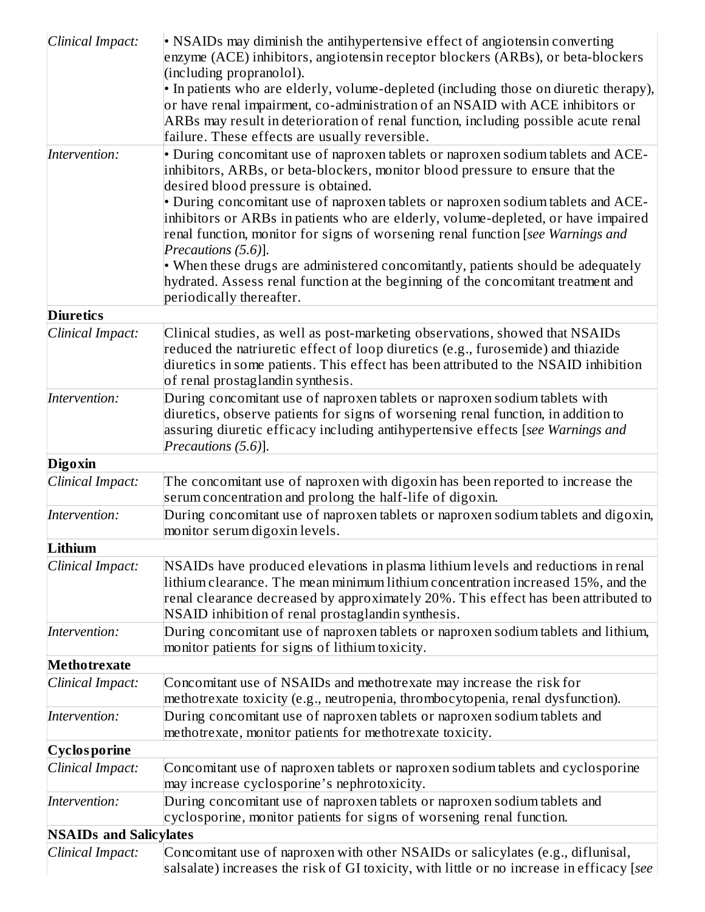| | |
|---|---|
| *Clinical Impact:* | • NSAIDs may diminish the antihypertensive effect of angiotensin converting enzyme (ACE) inhibitors, angiotensin receptor blockers (ARBs), or beta-blockers (including propranolol).<br>• In patients who are elderly, volume-depleted (including those on diuretic therapy), or have renal impairment, co-administration of an NSAID with ACE inhibitors or ARBs may result in deterioration of renal function, including possible acute renal failure. These effects are usually reversible. |
| *Intervention:* | • During concomitant use of naproxen tablets or naproxen sodium tablets and ACE-inhibitors, ARBs, or beta-blockers, monitor blood pressure to ensure that the desired blood pressure is obtained.<br>• During concomitant use of naproxen tablets or naproxen sodium tablets and ACE-inhibitors or ARBs in patients who are elderly, volume-depleted, or have impaired renal function, monitor for signs of worsening renal function [*see Warnings and Precautions (5.6)*].<br>• When these drugs are administered concomitantly, patients should be adequately hydrated. Assess renal function at the beginning of the concomitant treatment and periodically thereafter. |
| **Diuretics** | |
| *Clinical Impact:* | Clinical studies, as well as post-marketing observations, showed that NSAIDs reduced the natriuretic effect of loop diuretics (e.g., furosemide) and thiazide diuretics in some patients. This effect has been attributed to the NSAID inhibition of renal prostaglandin synthesis. |
| *Intervention:* | During concomitant use of naproxen tablets or naproxen sodium tablets with diuretics, observe patients for signs of worsening renal function, in addition to assuring diuretic efficacy including antihypertensive effects [*see Warnings and Precautions (5.6)*]. |
| **Digoxin** | |
| *Clinical Impact:* | The concomitant use of naproxen with digoxin has been reported to increase the serum concentration and prolong the half-life of digoxin. |
| *Intervention:* | During concomitant use of naproxen tablets or naproxen sodium tablets and digoxin, monitor serum digoxin levels. |
| **Lithium** | |
| *Clinical Impact:* | NSAIDs have produced elevations in plasma lithium levels and reductions in renal lithium clearance. The mean minimum lithium concentration increased 15%, and the renal clearance decreased by approximately 20%. This effect has been attributed to NSAID inhibition of renal prostaglandin synthesis. |
| *Intervention:* | During concomitant use of naproxen tablets or naproxen sodium tablets and lithium, monitor patients for signs of lithium toxicity. |
| **Methotrexate** | |
| *Clinical Impact:* | Concomitant use of NSAIDs and methotrexate may increase the risk for methotrexate toxicity (e.g., neutropenia, thrombocytopenia, renal dysfunction). |
| *Intervention:* | During concomitant use of naproxen tablets or naproxen sodium tablets and methotrexate, monitor patients for methotrexate toxicity. |
| **Cyclosporine** | |
| *Clinical Impact:* | Concomitant use of naproxen tablets or naproxen sodium tablets and cyclosporine may increase cyclosporine's nephrotoxicity. |
| *Intervention:* | During concomitant use of naproxen tablets or naproxen sodium tablets and cyclosporine, monitor patients for signs of worsening renal function. |
| **NSAIDs and Salicylates** | |
| *Clinical Impact:* | Concomitant use of naproxen with other NSAIDs or salicylates (e.g., diflunisal, salsalate) increases the risk of GI toxicity, with little or no increase in efficacy [*see* |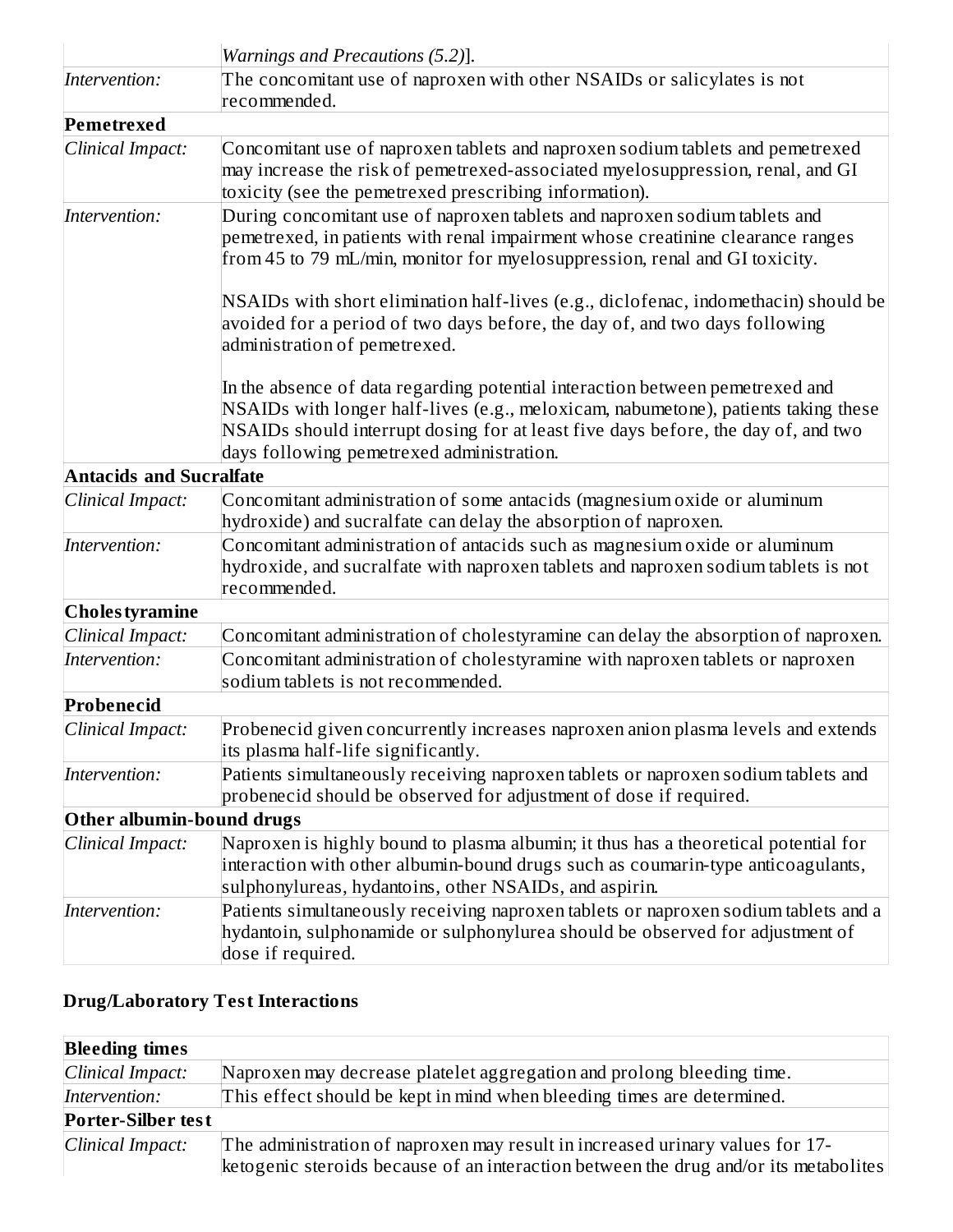| | |
|---|---|
| | *Warnings and Precautions (5.2)*]. |
| *Intervention:* | The concomitant use of naproxen with other NSAIDs or salicylates is not recommended. |
| **Pemetrexed** | |
| *Clinical Impact:* | Concomitant use of naproxen tablets and naproxen sodium tablets and pemetrexed may increase the risk of pemetrexed-associated myelosuppression, renal, and GI toxicity (see the pemetrexed prescribing information). |
| *Intervention:* | During concomitant use of naproxen tablets and naproxen sodium tablets and pemetrexed, in patients with renal impairment whose creatinine clearance ranges from 45 to 79 mL/min, monitor for myelosuppression, renal and GI toxicity.<br><br>NSAIDs with short elimination half-lives (e.g., diclofenac, indomethacin) should be avoided for a period of two days before, the day of, and two days following administration of pemetrexed.<br><br>In the absence of data regarding potential interaction between pemetrexed and NSAIDs with longer half-lives (e.g., meloxicam, nabumetone), patients taking these NSAIDs should interrupt dosing for at least five days before, the day of, and two days following pemetrexed administration. |
| **Antacids and Sucralfate** | |
| *Clinical Impact:* | Concomitant administration of some antacids (magnesium oxide or aluminum hydroxide) and sucralfate can delay the absorption of naproxen. |
| *Intervention:* | Concomitant administration of antacids such as magnesium oxide or aluminum hydroxide, and sucralfate with naproxen tablets and naproxen sodium tablets is not recommended. |
| **Cholestyramine** | |
| *Clinical Impact:* | Concomitant administration of cholestyramine can delay the absorption of naproxen. |
| *Intervention:* | Concomitant administration of cholestyramine with naproxen tablets or naproxen sodium tablets is not recommended. |
| **Probenecid** | |
| *Clinical Impact:* | Probenecid given concurrently increases naproxen anion plasma levels and extends its plasma half-life significantly. |
| *Intervention:* | Patients simultaneously receiving naproxen tablets or naproxen sodium tablets and probenecid should be observed for adjustment of dose if required. |
| **Other albumin-bound drugs** | |
| *Clinical Impact:* | Naproxen is highly bound to plasma albumin; it thus has a theoretical potential for interaction with other albumin-bound drugs such as coumarin-type anticoagulants, sulphonylureas, hydantoins, other NSAIDs, and aspirin. |
| *Intervention:* | Patients simultaneously receiving naproxen tablets or naproxen sodium tablets and a hydantoin, sulphonamide or sulphonylurea should be observed for adjustment of dose if required. |

**Drug/Laboratory Test Interactions**

| | |
|---|---|
| **Bleeding times** | |
| *Clinical Impact:* | Naproxen may decrease platelet aggregation and prolong bleeding time. |
| *Intervention:* | This effect should be kept in mind when bleeding times are determined. |
| **Porter-Silber test** | |
| *Clinical Impact:* | The administration of naproxen may result in increased urinary values for 17-ketogenic steroids because of an interaction between the drug and/or its metabolites |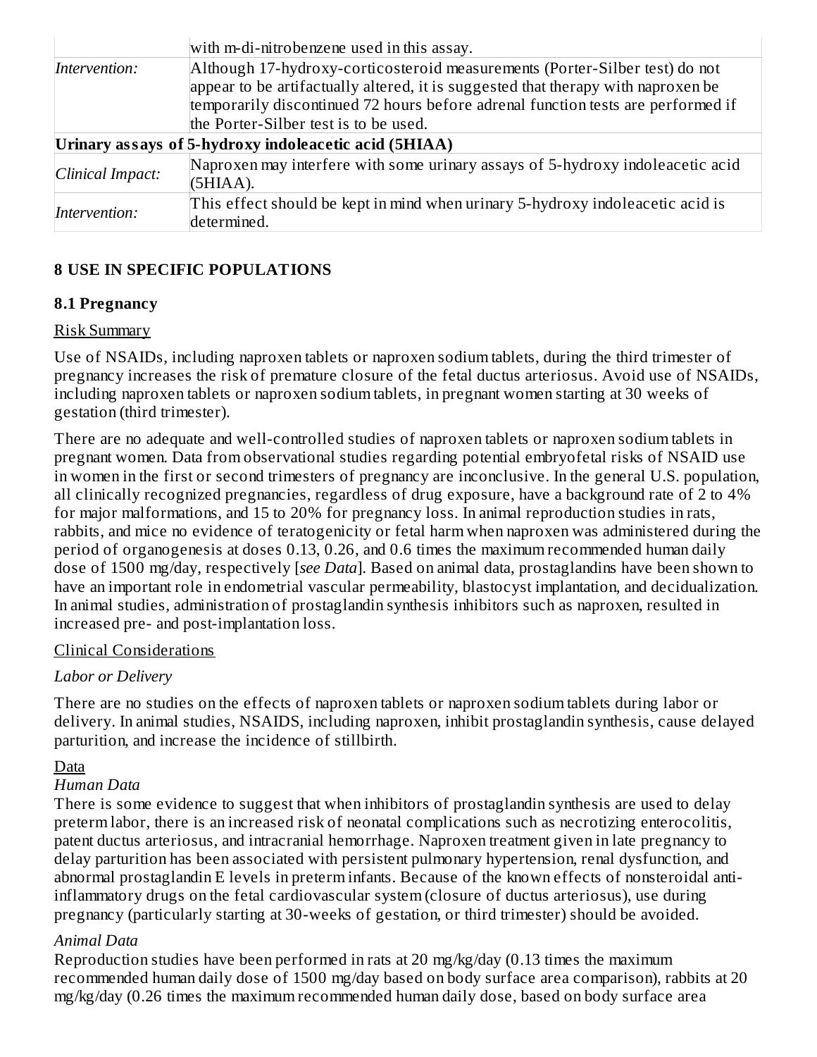| | |
|---|---|
| | with m-di-nitrobenzene used in this assay. |
| *Intervention:* | Although 17-hydroxy-corticosteroid measurements (Porter-Silber test) do not appear to be artifactually altered, it is suggested that therapy with naproxen be temporarily discontinued 72 hours before adrenal function tests are performed if the Porter-Silber test is to be used. |
| **Urinary assays of 5-hydroxy indoleacetic acid (5HIAA)** | |
| *Clinical Impact:* | Naproxen may interfere with some urinary assays of 5-hydroxy indoleacetic acid (5HIAA). |
| *Intervention:* | This effect should be kept in mind when urinary 5-hydroxy indoleacetic acid is determined. |

## 8 USE IN SPECIFIC POPULATIONS

### 8.1 Pregnancy

Risk Summary

Use of NSAIDs, including naproxen tablets or naproxen sodium tablets, during the third trimester of pregnancy increases the risk of premature closure of the fetal ductus arteriosus. Avoid use of NSAIDs, including naproxen tablets or naproxen sodium tablets, in pregnant women starting at 30 weeks of gestation (third trimester).

There are no adequate and well-controlled studies of naproxen tablets or naproxen sodium tablets in pregnant women. Data from observational studies regarding potential embryofetal risks of NSAID use in women in the first or second trimesters of pregnancy are inconclusive. In the general U.S. population, all clinically recognized pregnancies, regardless of drug exposure, have a background rate of 2 to 4% for major malformations, and 15 to 20% for pregnancy loss. In animal reproduction studies in rats, rabbits, and mice no evidence of teratogenicity or fetal harm when naproxen was administered during the period of organogenesis at doses 0.13, 0.26, and 0.6 times the maximum recommended human daily dose of 1500 mg/day, respectively [*see Data*]. Based on animal data, prostaglandins have been shown to have an important role in endometrial vascular permeability, blastocyst implantation, and decidualization. In animal studies, administration of prostaglandin synthesis inhibitors such as naproxen, resulted in increased pre- and post-implantation loss.

Clinical Considerations

*Labor or Delivery*

There are no studies on the effects of naproxen tablets or naproxen sodium tablets during labor or delivery. In animal studies, NSAIDS, including naproxen, inhibit prostaglandin synthesis, cause delayed parturition, and increase the incidence of stillbirth.

Data

*Human Data*

There is some evidence to suggest that when inhibitors of prostaglandin synthesis are used to delay preterm labor, there is an increased risk of neonatal complications such as necrotizing enterocolitis, patent ductus arteriosus, and intracranial hemorrhage. Naproxen treatment given in late pregnancy to delay parturition has been associated with persistent pulmonary hypertension, renal dysfunction, and abnormal prostaglandin E levels in preterm infants. Because of the known effects of nonsteroidal anti-inflammatory drugs on the fetal cardiovascular system (closure of ductus arteriosus), use during pregnancy (particularly starting at 30-weeks of gestation, or third trimester) should be avoided.

*Animal Data*

Reproduction studies have been performed in rats at 20 mg/kg/day (0.13 times the maximum recommended human daily dose of 1500 mg/day based on body surface area comparison), rabbits at 20 mg/kg/day (0.26 times the maximum recommended human daily dose, based on body surface area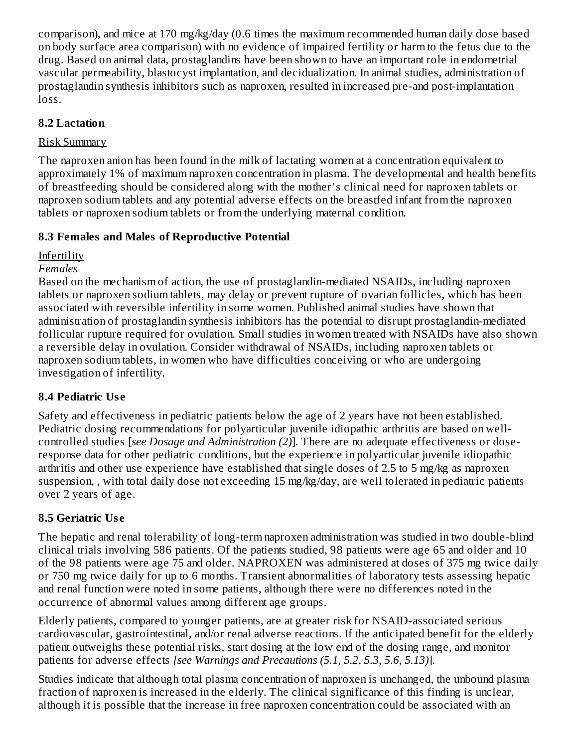comparison), and mice at 170 mg/kg/day (0.6 times the maximum recommended human daily dose based on body surface area comparison) with no evidence of impaired fertility or harm to the fetus due to the drug. Based on animal data, prostaglandins have been shown to have an important role in endometrial vascular permeability, blastocyst implantation, and decidualization. In animal studies, administration of prostaglandin synthesis inhibitors such as naproxen, resulted in increased pre-and post-implantation loss.

### 8.2 Lactation

Risk Summary

The naproxen anion has been found in the milk of lactating women at a concentration equivalent to approximately 1% of maximum naproxen concentration in plasma. The developmental and health benefits of breastfeeding should be considered along with the mother's clinical need for naproxen tablets or naproxen sodium tablets and any potential adverse effects on the breastfed infant from the naproxen tablets or naproxen sodium tablets or from the underlying maternal condition.

### 8.3 Females and Males of Reproductive Potential

Infertility

*Females*

Based on the mechanism of action, the use of prostaglandin-mediated NSAIDs, including naproxen tablets or naproxen sodium tablets, may delay or prevent rupture of ovarian follicles, which has been associated with reversible infertility in some women. Published animal studies have shown that administration of prostaglandin synthesis inhibitors has the potential to disrupt prostaglandin-mediated follicular rupture required for ovulation. Small studies in women treated with NSAIDs have also shown a reversible delay in ovulation. Consider withdrawal of NSAIDs, including naproxen tablets or naproxen sodium tablets, in women who have difficulties conceiving or who are undergoing investigation of infertility.

### 8.4 Pediatric Use

Safety and effectiveness in pediatric patients below the age of 2 years have not been established. Pediatric dosing recommendations for polyarticular juvenile idiopathic arthritis are based on well-controlled studies [*see Dosage and Administration (2)*]. There are no adequate effectiveness or dose-response data for other pediatric conditions, but the experience in polyarticular juvenile idiopathic arthritis and other use experience have established that single doses of 2.5 to 5 mg/kg as naproxen suspension, , with total daily dose not exceeding 15 mg/kg/day, are well tolerated in pediatric patients over 2 years of age.

### 8.5 Geriatric Use

The hepatic and renal tolerability of long-term naproxen administration was studied in two double-blind clinical trials involving 586 patients. Of the patients studied, 98 patients were age 65 and older and 10 of the 98 patients were age 75 and older. NAPROXEN was administered at doses of 375 mg twice daily or 750 mg twice daily for up to 6 months. Transient abnormalities of laboratory tests assessing hepatic and renal function were noted in some patients, although there were no differences noted in the occurrence of abnormal values among different age groups.

Elderly patients, compared to younger patients, are at greater risk for NSAID-associated serious cardiovascular, gastrointestinal, and/or renal adverse reactions. If the anticipated benefit for the elderly patient outweighs these potential risks, start dosing at the low end of the dosing range, and monitor patients for adverse effects *[see Warnings and Precautions (5.1, 5.2, 5.3, 5.6, 5.13)*].

Studies indicate that although total plasma concentration of naproxen is unchanged, the unbound plasma fraction of naproxen is increased in the elderly. The clinical significance of this finding is unclear, although it is possible that the increase in free naproxen concentration could be associated with an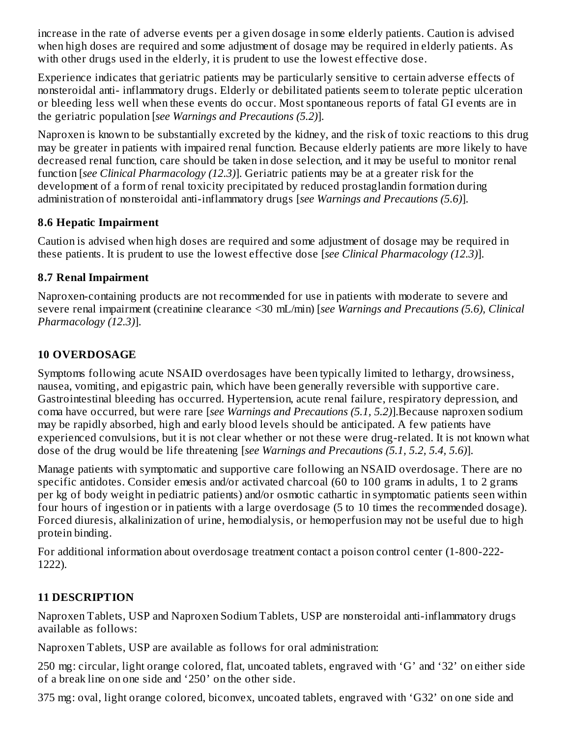increase in the rate of adverse events per a given dosage in some elderly patients. Caution is advised when high doses are required and some adjustment of dosage may be required in elderly patients. As with other drugs used in the elderly, it is prudent to use the lowest effective dose.

Experience indicates that geriatric patients may be particularly sensitive to certain adverse effects of nonsteroidal anti- inflammatory drugs. Elderly or debilitated patients seem to tolerate peptic ulceration or bleeding less well when these events do occur. Most spontaneous reports of fatal GI events are in the geriatric population [*see Warnings and Precautions (5.2)*].

Naproxen is known to be substantially excreted by the kidney, and the risk of toxic reactions to this drug may be greater in patients with impaired renal function. Because elderly patients are more likely to have decreased renal function, care should be taken in dose selection, and it may be useful to monitor renal function [*see Clinical Pharmacology (12.3)*]. Geriatric patients may be at a greater risk for the development of a form of renal toxicity precipitated by reduced prostaglandin formation during administration of nonsteroidal anti-inflammatory drugs [*see Warnings and Precautions (5.6)*].

### 8.6 Hepatic Impairment

Caution is advised when high doses are required and some adjustment of dosage may be required in these patients. It is prudent to use the lowest effective dose [*see Clinical Pharmacology (12.3)*].

### 8.7 Renal Impairment

Naproxen-containing products are not recommended for use in patients with moderate to severe and severe renal impairment (creatinine clearance <30 mL/min) [*see Warnings and Precautions (5.6), Clinical Pharmacology (12.3)*].

## 10 OVERDOSAGE

Symptoms following acute NSAID overdosages have been typically limited to lethargy, drowsiness, nausea, vomiting, and epigastric pain, which have been generally reversible with supportive care. Gastrointestinal bleeding has occurred. Hypertension, acute renal failure, respiratory depression, and coma have occurred, but were rare [*see Warnings and Precautions (5.1, 5.2)*].Because naproxen sodium may be rapidly absorbed, high and early blood levels should be anticipated. A few patients have experienced convulsions, but it is not clear whether or not these were drug-related. It is not known what dose of the drug would be life threatening [*see Warnings and Precautions (5.1, 5.2, 5.4, 5.6)*].

Manage patients with symptomatic and supportive care following an NSAID overdosage. There are no specific antidotes. Consider emesis and/or activated charcoal (60 to 100 grams in adults, 1 to 2 grams per kg of body weight in pediatric patients) and/or osmotic cathartic in symptomatic patients seen within four hours of ingestion or in patients with a large overdosage (5 to 10 times the recommended dosage). Forced diuresis, alkalinization of urine, hemodialysis, or hemoperfusion may not be useful due to high protein binding.

For additional information about overdosage treatment contact a poison control center (1-800-222-1222).

## 11 DESCRIPTION

Naproxen Tablets, USP and Naproxen Sodium Tablets, USP are nonsteroidal anti-inflammatory drugs available as follows:

Naproxen Tablets, USP are available as follows for oral administration:

250 mg: circular, light orange colored, flat, uncoated tablets, engraved with 'G' and '32' on either side of a break line on one side and '250' on the other side.

375 mg: oval, light orange colored, biconvex, uncoated tablets, engraved with 'G32' on one side and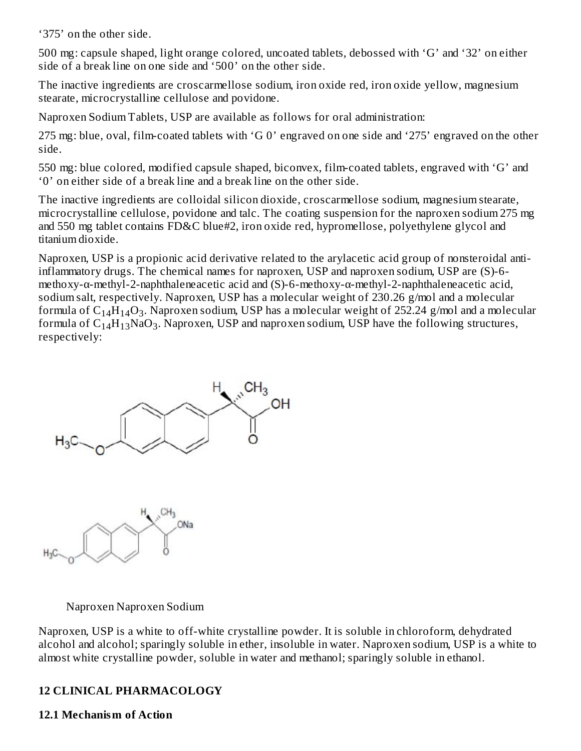‘375’ on the other side.

500 mg: capsule shaped, light orange colored, uncoated tablets, debossed with ‘G’ and ‘32’ on either side of a break line on one side and ‘500’ on the other side.

The inactive ingredients are croscarmellose sodium, iron oxide red, iron oxide yellow, magnesium stearate, microcrystalline cellulose and povidone.

Naproxen Sodium Tablets, USP are available as follows for oral administration:

275 mg: blue, oval, film-coated tablets with ‘G 0’ engraved on one side and ‘275’ engraved on the other side.

550 mg: blue colored, modified capsule shaped, biconvex, film-coated tablets, engraved with ‘G’ and ‘0’ on either side of a break line and a break line on the other side.

The inactive ingredients are colloidal silicon dioxide, croscarmellose sodium, magnesium stearate, microcrystalline cellulose, povidone and talc. The coating suspension for the naproxen sodium 275 mg and 550 mg tablet contains FD&C blue#2, iron oxide red, hypromellose, polyethylene glycol and titanium dioxide.

Naproxen, USP is a propionic acid derivative related to the arylacetic acid group of nonsteroidal anti-inflammatory drugs. The chemical names for naproxen, USP and naproxen sodium, USP are (S)-6-methoxy-α-methyl-2-naphthaleneacetic acid and (S)-6-methoxy-α-methyl-2-naphthaleneacetic acid, sodium salt, respectively. Naproxen, USP has a molecular weight of 230.26 g/mol and a molecular formula of $C_{14}H_{14}O_3$. Naproxen sodium, USP has a molecular weight of 252.24 g/mol and a molecular formula of $C_{14}H_{13}NaO_3$. Naproxen, USP and naproxen sodium, USP have the following structures, respectively:

Naproxen Naproxen Sodium

Naproxen, USP is a white to off-white crystalline powder. It is soluble in chloroform, dehydrated alcohol and alcohol; sparingly soluble in ether, insoluble in water. Naproxen sodium, USP is a white to almost white crystalline powder, soluble in water and methanol; sparingly soluble in ethanol.

## 12 CLINICAL PHARMACOLOGY

### 12.1 Mechanism of Action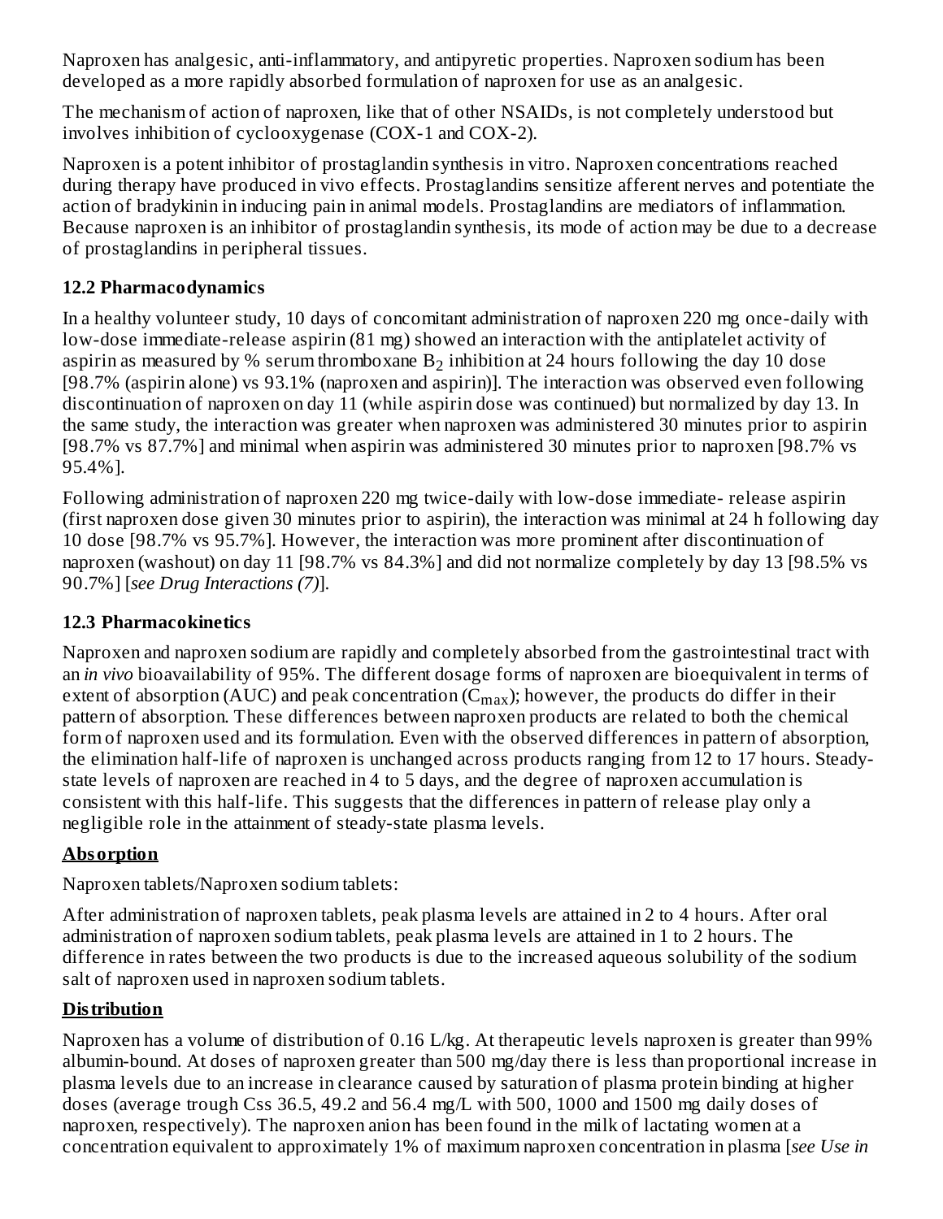Naproxen has analgesic, anti-inflammatory, and antipyretic properties. Naproxen sodium has been developed as a more rapidly absorbed formulation of naproxen for use as an analgesic.

The mechanism of action of naproxen, like that of other NSAIDs, is not completely understood but involves inhibition of cyclooxygenase (COX-1 and COX-2).

Naproxen is a potent inhibitor of prostaglandin synthesis in vitro. Naproxen concentrations reached during therapy have produced in vivo effects. Prostaglandins sensitize afferent nerves and potentiate the action of bradykinin in inducing pain in animal models. Prostaglandins are mediators of inflammation. Because naproxen is an inhibitor of prostaglandin synthesis, its mode of action may be due to a decrease of prostaglandins in peripheral tissues.

### 12.2 Pharmacodynamics

In a healthy volunteer study, 10 days of concomitant administration of naproxen 220 mg once-daily with low-dose immediate-release aspirin (81 mg) showed an interaction with the antiplatelet activity of aspirin as measured by % serum thromboxane $B_2$ inhibition at 24 hours following the day 10 dose [98.7% (aspirin alone) vs 93.1% (naproxen and aspirin)]. The interaction was observed even following discontinuation of naproxen on day 11 (while aspirin dose was continued) but normalized by day 13. In the same study, the interaction was greater when naproxen was administered 30 minutes prior to aspirin [98.7% vs 87.7%] and minimal when aspirin was administered 30 minutes prior to naproxen [98.7% vs 95.4%].

Following administration of naproxen 220 mg twice-daily with low-dose immediate- release aspirin (first naproxen dose given 30 minutes prior to aspirin), the interaction was minimal at 24 h following day 10 dose [98.7% vs 95.7%]. However, the interaction was more prominent after discontinuation of naproxen (washout) on day 11 [98.7% vs 84.3%] and did not normalize completely by day 13 [98.5% vs 90.7%] [*see Drug Interactions (7)*].

### 12.3 Pharmacokinetics

Naproxen and naproxen sodium are rapidly and completely absorbed from the gastrointestinal tract with an *in vivo* bioavailability of 95%. The different dosage forms of naproxen are bioequivalent in terms of extent of absorption (AUC) and peak concentration ($C_{max}$); however, the products do differ in their pattern of absorption. These differences between naproxen products are related to both the chemical form of naproxen used and its formulation. Even with the observed differences in pattern of absorption, the elimination half-life of naproxen is unchanged across products ranging from 12 to 17 hours. Steady-state levels of naproxen are reached in 4 to 5 days, and the degree of naproxen accumulation is consistent with this half-life. This suggests that the differences in pattern of release play only a negligible role in the attainment of steady-state plasma levels.

**Absorption**

Naproxen tablets/Naproxen sodium tablets:

After administration of naproxen tablets, peak plasma levels are attained in 2 to 4 hours. After oral administration of naproxen sodium tablets, peak plasma levels are attained in 1 to 2 hours. The difference in rates between the two products is due to the increased aqueous solubility of the sodium salt of naproxen used in naproxen sodium tablets.

**Distribution**

Naproxen has a volume of distribution of 0.16 L/kg. At therapeutic levels naproxen is greater than 99% albumin-bound. At doses of naproxen greater than 500 mg/day there is less than proportional increase in plasma levels due to an increase in clearance caused by saturation of plasma protein binding at higher doses (average trough Css 36.5, 49.2 and 56.4 mg/L with 500, 1000 and 1500 mg daily doses of naproxen, respectively). The naproxen anion has been found in the milk of lactating women at a concentration equivalent to approximately 1% of maximum naproxen concentration in plasma [*see Use in*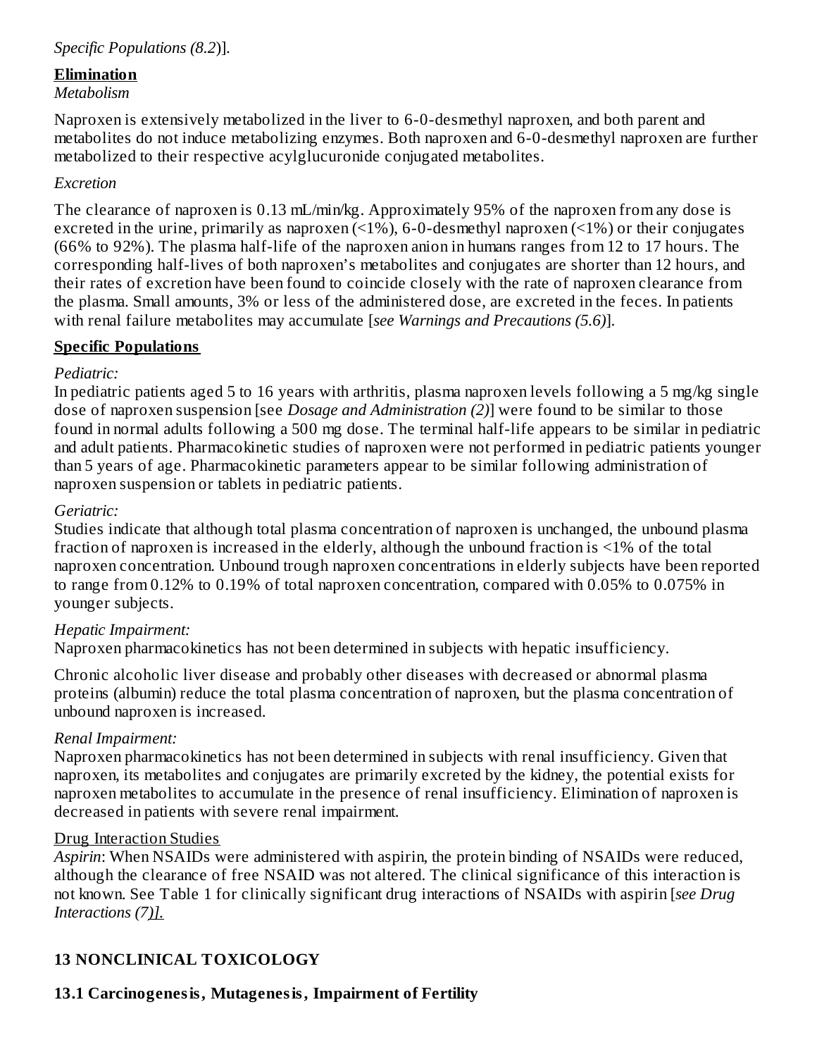*Specific Populations (8.2)*].

**Elimination**

*Metabolism*

Naproxen is extensively metabolized in the liver to 6-0-desmethyl naproxen, and both parent and metabolites do not induce metabolizing enzymes. Both naproxen and 6-0-desmethyl naproxen are further metabolized to their respective acylglucuronide conjugated metabolites.

*Excretion*

The clearance of naproxen is 0.13 mL/min/kg. Approximately 95% of the naproxen from any dose is excreted in the urine, primarily as naproxen (<1%), 6-0-desmethyl naproxen (<1%) or their conjugates (66% to 92%). The plasma half-life of the naproxen anion in humans ranges from 12 to 17 hours. The corresponding half-lives of both naproxen's metabolites and conjugates are shorter than 12 hours, and their rates of excretion have been found to coincide closely with the rate of naproxen clearance from the plasma. Small amounts, 3% or less of the administered dose, are excreted in the feces. In patients with renal failure metabolites may accumulate [*see Warnings and Precautions (5.6)*].

**Specific Populations**

*Pediatric:*

In pediatric patients aged 5 to 16 years with arthritis, plasma naproxen levels following a 5 mg/kg single dose of naproxen suspension [see *Dosage and Administration (2)*] were found to be similar to those found in normal adults following a 500 mg dose. The terminal half-life appears to be similar in pediatric and adult patients. Pharmacokinetic studies of naproxen were not performed in pediatric patients younger than 5 years of age. Pharmacokinetic parameters appear to be similar following administration of naproxen suspension or tablets in pediatric patients.

*Geriatric:*

Studies indicate that although total plasma concentration of naproxen is unchanged, the unbound plasma fraction of naproxen is increased in the elderly, although the unbound fraction is <1% of the total naproxen concentration. Unbound trough naproxen concentrations in elderly subjects have been reported to range from 0.12% to 0.19% of total naproxen concentration, compared with 0.05% to 0.075% in younger subjects.

*Hepatic Impairment:*

Naproxen pharmacokinetics has not been determined in subjects with hepatic insufficiency.

Chronic alcoholic liver disease and probably other diseases with decreased or abnormal plasma proteins (albumin) reduce the total plasma concentration of naproxen, but the plasma concentration of unbound naproxen is increased.

*Renal Impairment:*

Naproxen pharmacokinetics has not been determined in subjects with renal insufficiency. Given that naproxen, its metabolites and conjugates are primarily excreted by the kidney, the potential exists for naproxen metabolites to accumulate in the presence of renal insufficiency. Elimination of naproxen is decreased in patients with severe renal impairment.

Drug Interaction Studies

*Aspirin*: When NSAIDs were administered with aspirin, the protein binding of NSAIDs were reduced, although the clearance of free NSAID was not altered. The clinical significance of this interaction is not known. See Table 1 for clinically significant drug interactions of NSAIDs with aspirin [*see Drug Interactions (7)*].

## 13 NONCLINICAL TOXICOLOGY

### 13.1 Carcinogenesis, Mutagenesis, Impairment of Fertility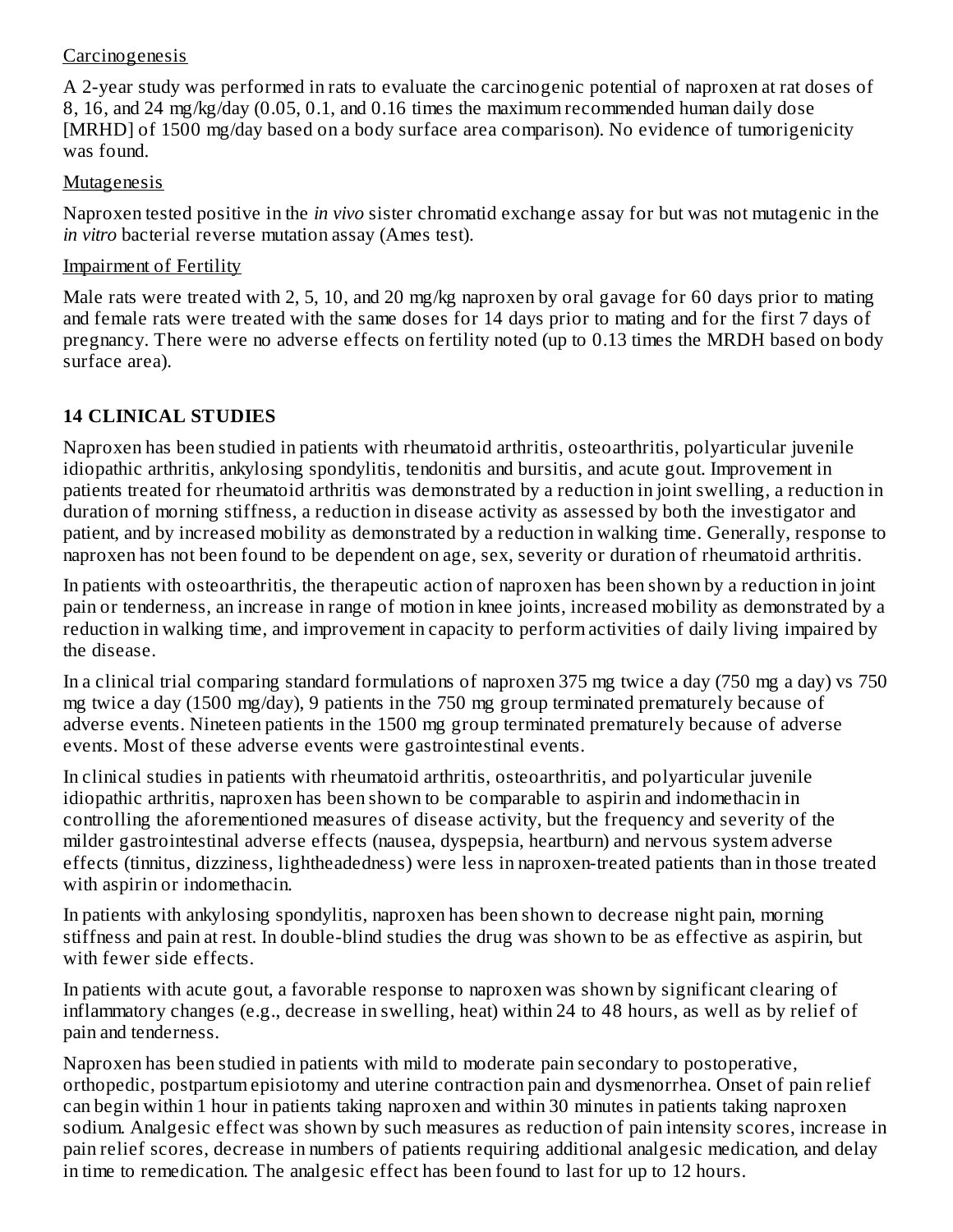Carcinogenesis

A 2-year study was performed in rats to evaluate the carcinogenic potential of naproxen at rat doses of 8, 16, and 24 mg/kg/day (0.05, 0.1, and 0.16 times the maximum recommended human daily dose [MRHD] of 1500 mg/day based on a body surface area comparison). No evidence of tumorigenicity was found.

Mutagenesis

Naproxen tested positive in the *in vivo* sister chromatid exchange assay for but was not mutagenic in the *in vitro* bacterial reverse mutation assay (Ames test).

Impairment of Fertility

Male rats were treated with 2, 5, 10, and 20 mg/kg naproxen by oral gavage for 60 days prior to mating and female rats were treated with the same doses for 14 days prior to mating and for the first 7 days of pregnancy. There were no adverse effects on fertility noted (up to 0.13 times the MRDH based on body surface area).

## 14 CLINICAL STUDIES

Naproxen has been studied in patients with rheumatoid arthritis, osteoarthritis, polyarticular juvenile idiopathic arthritis, ankylosing spondylitis, tendonitis and bursitis, and acute gout. Improvement in patients treated for rheumatoid arthritis was demonstrated by a reduction in joint swelling, a reduction in duration of morning stiffness, a reduction in disease activity as assessed by both the investigator and patient, and by increased mobility as demonstrated by a reduction in walking time. Generally, response to naproxen has not been found to be dependent on age, sex, severity or duration of rheumatoid arthritis.

In patients with osteoarthritis, the therapeutic action of naproxen has been shown by a reduction in joint pain or tenderness, an increase in range of motion in knee joints, increased mobility as demonstrated by a reduction in walking time, and improvement in capacity to perform activities of daily living impaired by the disease.

In a clinical trial comparing standard formulations of naproxen 375 mg twice a day (750 mg a day) vs 750 mg twice a day (1500 mg/day), 9 patients in the 750 mg group terminated prematurely because of adverse events. Nineteen patients in the 1500 mg group terminated prematurely because of adverse events. Most of these adverse events were gastrointestinal events.

In clinical studies in patients with rheumatoid arthritis, osteoarthritis, and polyarticular juvenile idiopathic arthritis, naproxen has been shown to be comparable to aspirin and indomethacin in controlling the aforementioned measures of disease activity, but the frequency and severity of the milder gastrointestinal adverse effects (nausea, dyspepsia, heartburn) and nervous system adverse effects (tinnitus, dizziness, lightheadedness) were less in naproxen-treated patients than in those treated with aspirin or indomethacin.

In patients with ankylosing spondylitis, naproxen has been shown to decrease night pain, morning stiffness and pain at rest. In double-blind studies the drug was shown to be as effective as aspirin, but with fewer side effects.

In patients with acute gout, a favorable response to naproxen was shown by significant clearing of inflammatory changes (e.g., decrease in swelling, heat) within 24 to 48 hours, as well as by relief of pain and tenderness.

Naproxen has been studied in patients with mild to moderate pain secondary to postoperative, orthopedic, postpartum episiotomy and uterine contraction pain and dysmenorrhea. Onset of pain relief can begin within 1 hour in patients taking naproxen and within 30 minutes in patients taking naproxen sodium. Analgesic effect was shown by such measures as reduction of pain intensity scores, increase in pain relief scores, decrease in numbers of patients requiring additional analgesic medication, and delay in time to remedication. The analgesic effect has been found to last for up to 12 hours.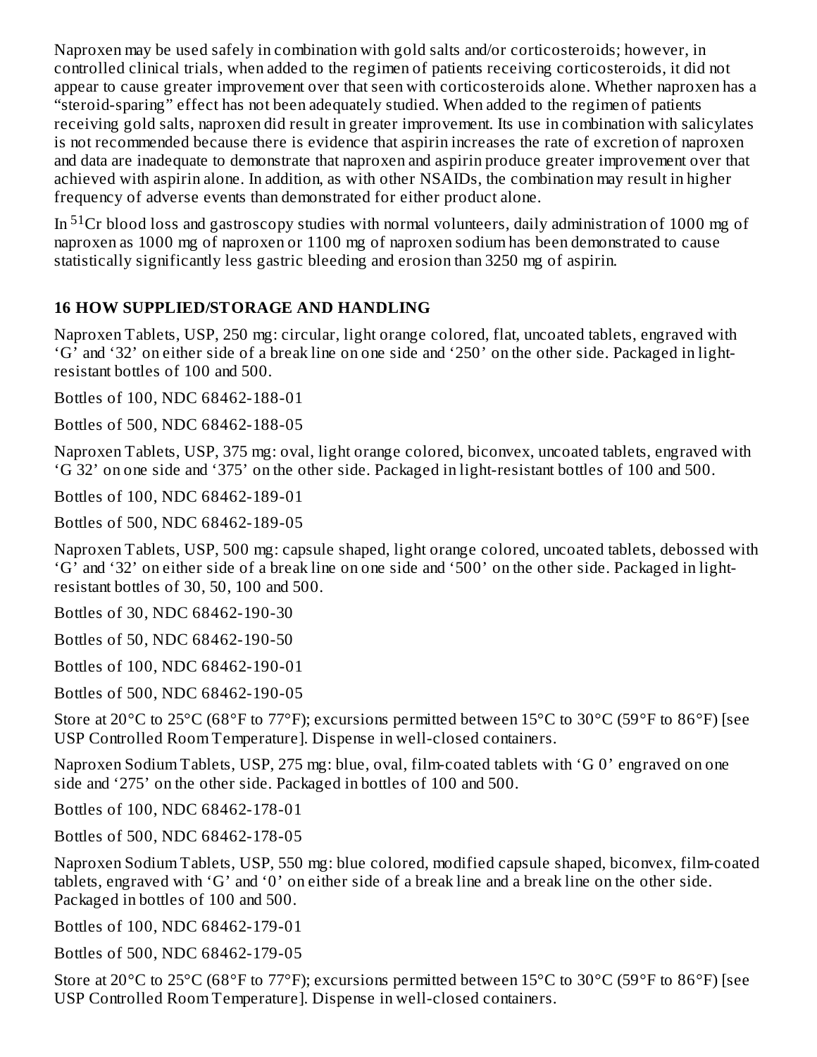Naproxen may be used safely in combination with gold salts and/or corticosteroids; however, in controlled clinical trials, when added to the regimen of patients receiving corticosteroids, it did not appear to cause greater improvement over that seen with corticosteroids alone. Whether naproxen has a "steroid-sparing" effect has not been adequately studied. When added to the regimen of patients receiving gold salts, naproxen did result in greater improvement. Its use in combination with salicylates is not recommended because there is evidence that aspirin increases the rate of excretion of naproxen and data are inadequate to demonstrate that naproxen and aspirin produce greater improvement over that achieved with aspirin alone. In addition, as with other NSAIDs, the combination may result in higher frequency of adverse events than demonstrated for either product alone.

In $^{51}$Cr blood loss and gastroscopy studies with normal volunteers, daily administration of 1000 mg of naproxen as 1000 mg of naproxen or 1100 mg of naproxen sodium has been demonstrated to cause statistically significantly less gastric bleeding and erosion than 3250 mg of aspirin.

## 16 HOW SUPPLIED/STORAGE AND HANDLING

Naproxen Tablets, USP, 250 mg: circular, light orange colored, flat, uncoated tablets, engraved with 'G' and '32' on either side of a break line on one side and '250' on the other side. Packaged in light-resistant bottles of 100 and 500.

Bottles of 100, NDC 68462-188-01

Bottles of 500, NDC 68462-188-05

Naproxen Tablets, USP, 375 mg: oval, light orange colored, biconvex, uncoated tablets, engraved with 'G 32' on one side and '375' on the other side. Packaged in light-resistant bottles of 100 and 500.

Bottles of 100, NDC 68462-189-01

Bottles of 500, NDC 68462-189-05

Naproxen Tablets, USP, 500 mg: capsule shaped, light orange colored, uncoated tablets, debossed with 'G' and '32' on either side of a break line on one side and '500' on the other side. Packaged in light-resistant bottles of 30, 50, 100 and 500.

Bottles of 30, NDC 68462-190-30

Bottles of 50, NDC 68462-190-50

Bottles of 100, NDC 68462-190-01

Bottles of 500, NDC 68462-190-05

Store at 20°C to 25°C (68°F to 77°F); excursions permitted between 15°C to 30°C (59°F to 86°F) [see USP Controlled Room Temperature]. Dispense in well-closed containers.

Naproxen Sodium Tablets, USP, 275 mg: blue, oval, film-coated tablets with 'G 0' engraved on one side and '275' on the other side. Packaged in bottles of 100 and 500.

Bottles of 100, NDC 68462-178-01

Bottles of 500, NDC 68462-178-05

Naproxen Sodium Tablets, USP, 550 mg: blue colored, modified capsule shaped, biconvex, film-coated tablets, engraved with 'G' and '0' on either side of a break line and a break line on the other side. Packaged in bottles of 100 and 500.

Bottles of 100, NDC 68462-179-01

Bottles of 500, NDC 68462-179-05

Store at 20°C to 25°C (68°F to 77°F); excursions permitted between 15°C to 30°C (59°F to 86°F) [see USP Controlled Room Temperature]. Dispense in well-closed containers.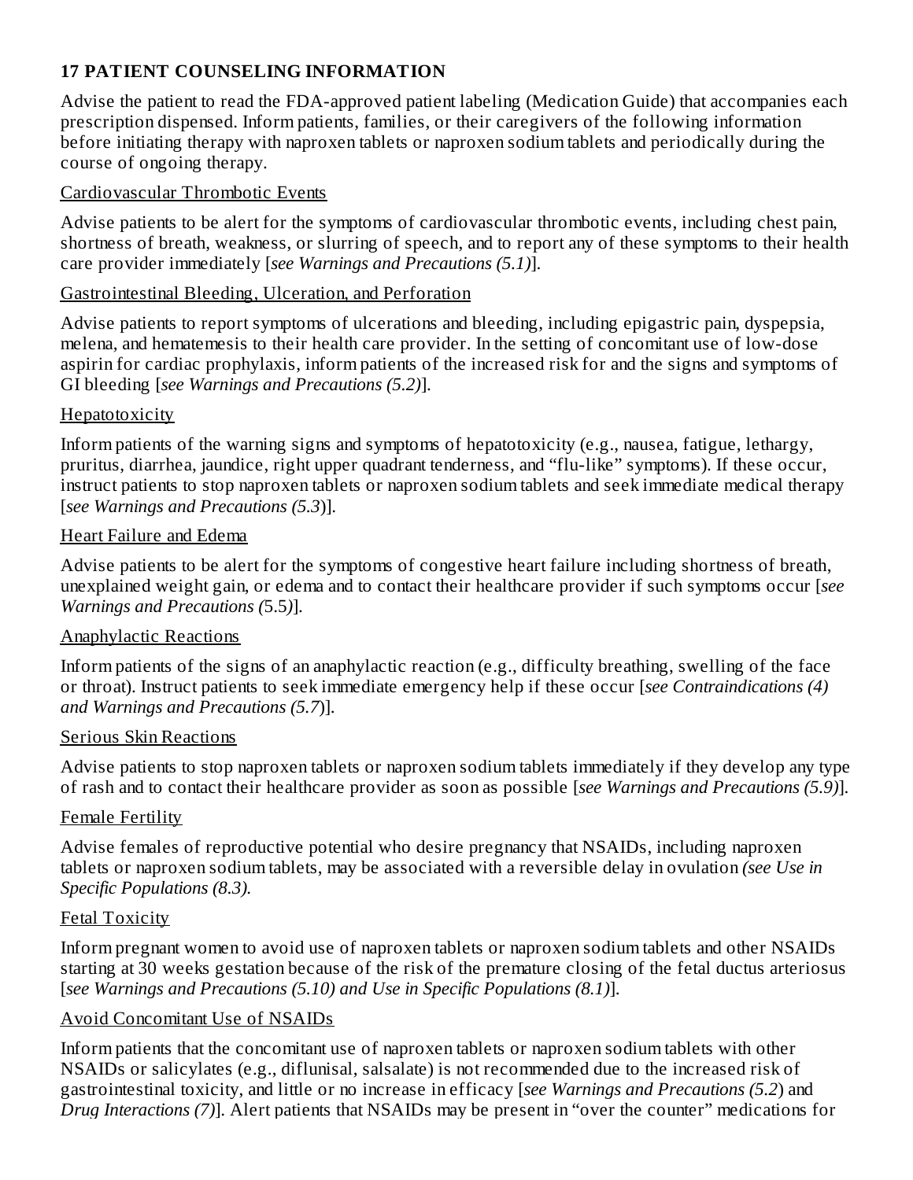## 17 PATIENT COUNSELING INFORMATION

Advise the patient to read the FDA-approved patient labeling (Medication Guide) that accompanies each prescription dispensed. Inform patients, families, or their caregivers of the following information before initiating therapy with naproxen tablets or naproxen sodium tablets and periodically during the course of ongoing therapy.

Cardiovascular Thrombotic Events

Advise patients to be alert for the symptoms of cardiovascular thrombotic events, including chest pain, shortness of breath, weakness, or slurring of speech, and to report any of these symptoms to their health care provider immediately [*see Warnings and Precautions (5.1)*].

Gastrointestinal Bleeding, Ulceration, and Perforation

Advise patients to report symptoms of ulcerations and bleeding, including epigastric pain, dyspepsia, melena, and hematemesis to their health care provider. In the setting of concomitant use of low-dose aspirin for cardiac prophylaxis, inform patients of the increased risk for and the signs and symptoms of GI bleeding [*see Warnings and Precautions (5.2)*].

Hepatotoxicity

Inform patients of the warning signs and symptoms of hepatotoxicity (e.g., nausea, fatigue, lethargy, pruritus, diarrhea, jaundice, right upper quadrant tenderness, and "flu-like" symptoms). If these occur, instruct patients to stop naproxen tablets or naproxen sodium tablets and seek immediate medical therapy [*see Warnings and Precautions (5.3)*].

Heart Failure and Edema

Advise patients to be alert for the symptoms of congestive heart failure including shortness of breath, unexplained weight gain, or edema and to contact their healthcare provider if such symptoms occur [*see Warnings and Precautions (*5.5*)*].

Anaphylactic Reactions

Inform patients of the signs of an anaphylactic reaction (e.g., difficulty breathing, swelling of the face or throat). Instruct patients to seek immediate emergency help if these occur [*see Contraindications (4) and Warnings and Precautions (5.7)*].

Serious Skin Reactions

Advise patients to stop naproxen tablets or naproxen sodium tablets immediately if they develop any type of rash and to contact their healthcare provider as soon as possible [*see Warnings and Precautions (5.9)*].

Female Fertility

Advise females of reproductive potential who desire pregnancy that NSAIDs, including naproxen tablets or naproxen sodium tablets, may be associated with a reversible delay in ovulation *(see Use in Specific Populations (8.3).*

Fetal Toxicity

Inform pregnant women to avoid use of naproxen tablets or naproxen sodium tablets and other NSAIDs starting at 30 weeks gestation because of the risk of the premature closing of the fetal ductus arteriosus [*see Warnings and Precautions (5.10) and Use in Specific Populations (8.1)*].

Avoid Concomitant Use of NSAIDs

Inform patients that the concomitant use of naproxen tablets or naproxen sodium tablets with other NSAIDs or salicylates (e.g., diflunisal, salsalate) is not recommended due to the increased risk of gastrointestinal toxicity, and little or no increase in efficacy [*see Warnings and Precautions (5.2)* and *Drug Interactions (7)*]. Alert patients that NSAIDs may be present in "over the counter" medications for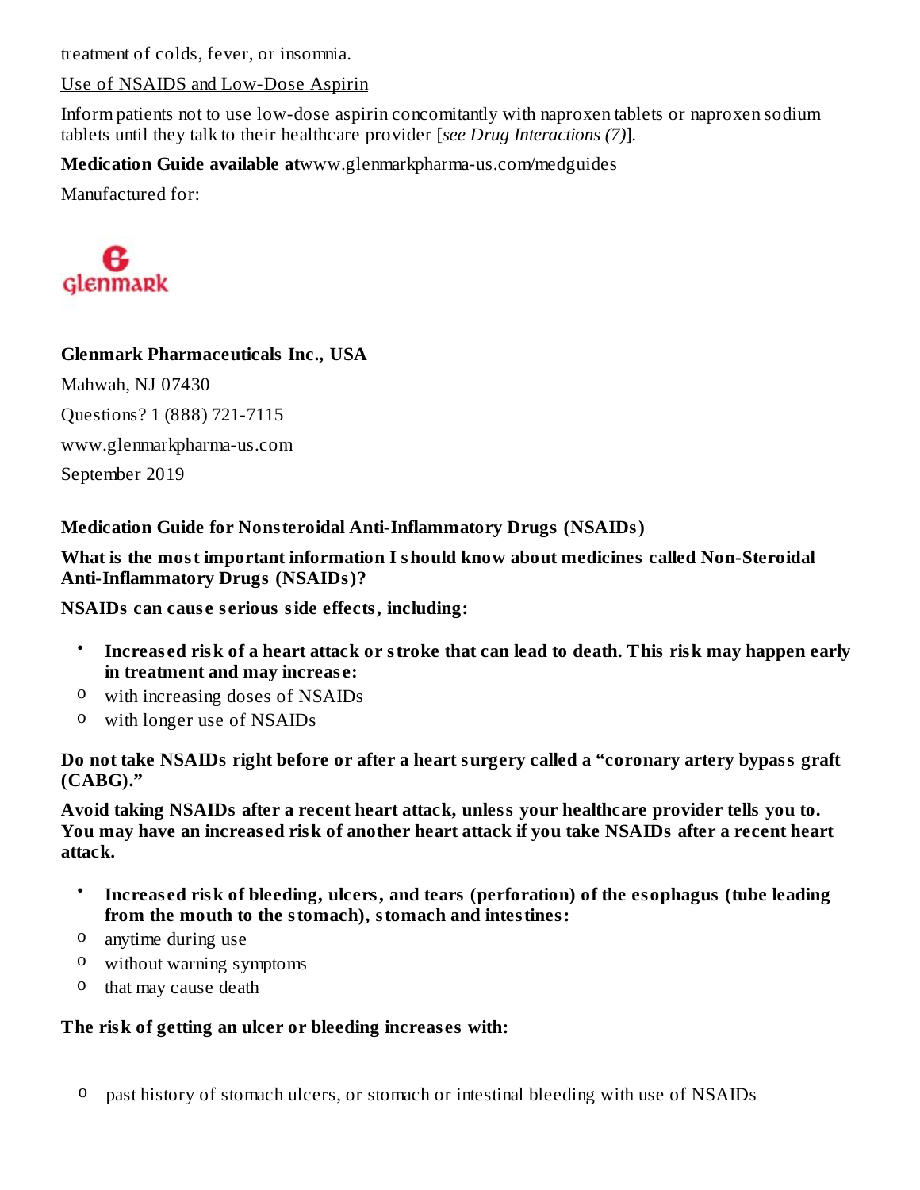treatment of colds, fever, or insomnia.

Use of NSAIDS and Low-Dose Aspirin

Inform patients not to use low-dose aspirin concomitantly with naproxen tablets or naproxen sodium tablets until they talk to their healthcare provider [*see Drug Interactions (7)*].

**Medication Guide available at** www.glenmarkpharma-us.com/medguides

Manufactured for:

**Glenmark Pharmaceuticals Inc., USA**

Mahwah, NJ 07430

Questions? 1 (888) 721-7115

www.glenmarkpharma-us.com

September 2019

**Medication Guide for Nonsteroidal Anti-Inflammatory Drugs (NSAIDs)**

**What is the most important information I should know about medicines called Non-Steroidal Anti-Inflammatory Drugs (NSAIDs)?**

**NSAIDs can cause serious side effects, including:**

- **Increased risk of a heart attack or stroke that can lead to death. This risk may happen early in treatment and may increase:**
  - with increasing doses of NSAIDs
  - with longer use of NSAIDs

**Do not take NSAIDs right before or after a heart surgery called a "coronary artery bypass graft (CABG)."**

**Avoid taking NSAIDs after a recent heart attack, unless your healthcare provider tells you to. You may have an increased risk of another heart attack if you take NSAIDs after a recent heart attack.**

- **Increased risk of bleeding, ulcers, and tears (perforation) of the esophagus (tube leading from the mouth to the stomach), stomach and intestines:**
  - anytime during use
  - without warning symptoms
  - that may cause death

**The risk of getting an ulcer or bleeding increases with:**

- past history of stomach ulcers, or stomach or intestinal bleeding with use of NSAIDs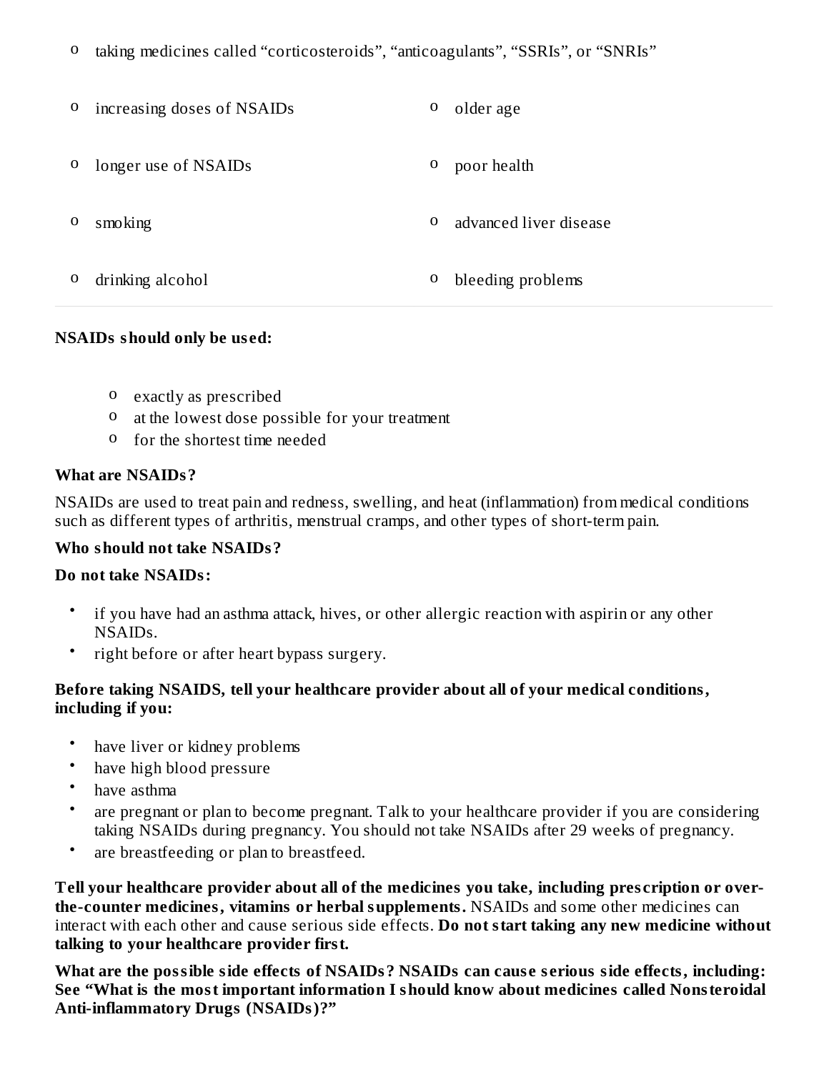- taking medicines called "corticosteroids", "anticoagulants", "SSRIs", or "SNRIs"
- increasing doses of NSAIDs
- older age
- longer use of NSAIDs
- poor health
- smoking
- advanced liver disease
- drinking alcohol
- bleeding problems

**NSAIDs should only be used:**

- exactly as prescribed
- at the lowest dose possible for your treatment
- for the shortest time needed

**What are NSAIDs?**

NSAIDs are used to treat pain and redness, swelling, and heat (inflammation) from medical conditions such as different types of arthritis, menstrual cramps, and other types of short-term pain.

**Who should not take NSAIDs?**

**Do not take NSAIDs:**

- if you have had an asthma attack, hives, or other allergic reaction with aspirin or any other NSAIDs.
- right before or after heart bypass surgery.

**Before taking NSAIDS, tell your healthcare provider about all of your medical conditions, including if you:**

- have liver or kidney problems
- have high blood pressure
- have asthma
- are pregnant or plan to become pregnant. Talk to your healthcare provider if you are considering taking NSAIDs during pregnancy. You should not take NSAIDs after 29 weeks of pregnancy.
- are breastfeeding or plan to breastfeed.

**Tell your healthcare provider about all of the medicines you take, including prescription or over-the-counter medicines, vitamins or herbal supplements.** NSAIDs and some other medicines can interact with each other and cause serious side effects. **Do not start taking any new medicine without talking to your healthcare provider first.**

**What are the possible side effects of NSAIDs? NSAIDs can cause serious side effects, including: See "What is the most important information I should know about medicines called Nonsteroidal Anti-inflammatory Drugs (NSAIDs)?"**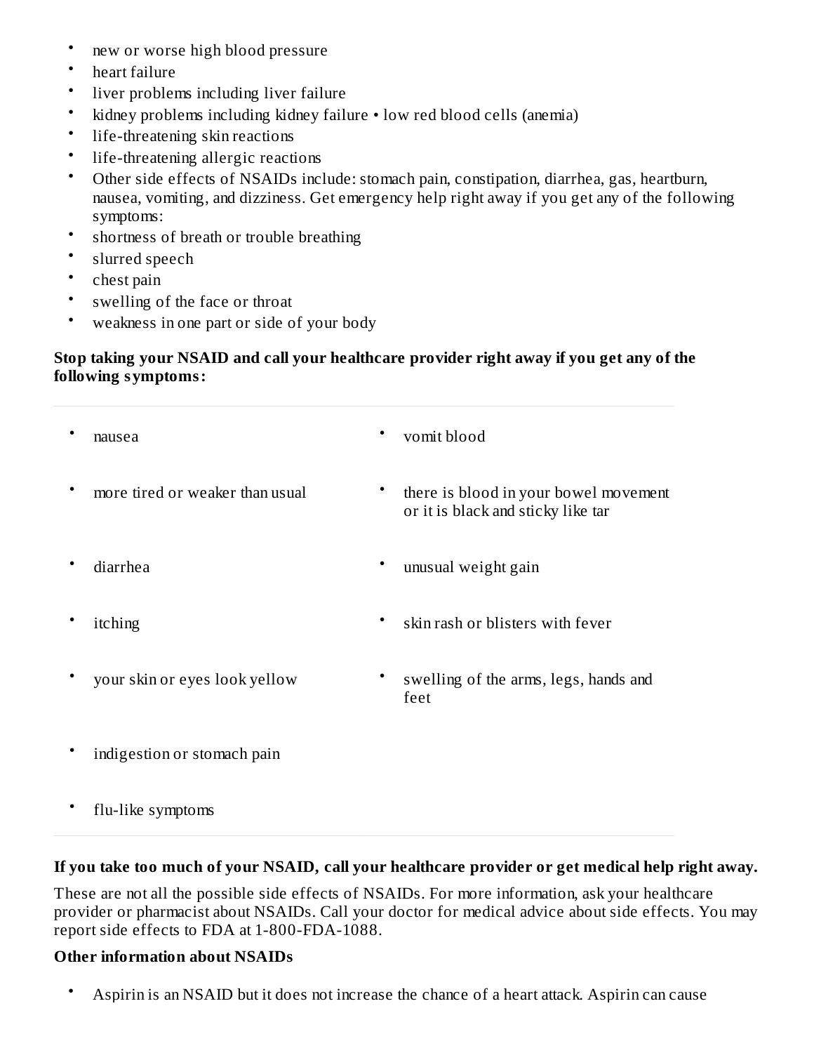- new or worse high blood pressure
- heart failure
- liver problems including liver failure
- kidney problems including kidney failure • low red blood cells (anemia)
- life-threatening skin reactions
- life-threatening allergic reactions
- Other side effects of NSAIDs include: stomach pain, constipation, diarrhea, gas, heartburn, nausea, vomiting, and dizziness. Get emergency help right away if you get any of the following symptoms:
- shortness of breath or trouble breathing
- slurred speech
- chest pain
- swelling of the face or throat
- weakness in one part or side of your body

**Stop taking your NSAID and call your healthcare provider right away if you get any of the following symptoms:**

| | |
|---|---|
| • nausea | • vomit blood |
| • more tired or weaker than usual | • there is blood in your bowel movement or it is black and sticky like tar |
| • diarrhea | • unusual weight gain |
| • itching | • skin rash or blisters with fever |
| • your skin or eyes look yellow | • swelling of the arms, legs, hands and feet |
| • indigestion or stomach pain | |
| • flu-like symptoms | |

**If you take too much of your NSAID, call your healthcare provider or get medical help right away.**

These are not all the possible side effects of NSAIDs. For more information, ask your healthcare provider or pharmacist about NSAIDs. Call your doctor for medical advice about side effects. You may report side effects to FDA at 1-800-FDA-1088.

**Other information about NSAIDs**

- Aspirin is an NSAID but it does not increase the chance of a heart attack. Aspirin can cause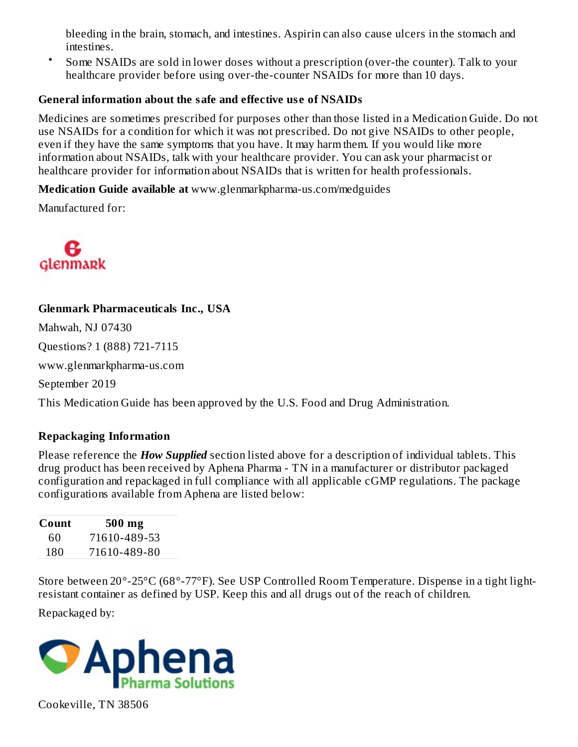bleeding in the brain, stomach, and intestines. Aspirin can also cause ulcers in the stomach and intestines.

- Some NSAIDs are sold in lower doses without a prescription (over-the counter). Talk to your healthcare provider before using over-the-counter NSAIDs for more than 10 days.

**General information about the safe and effective use of NSAIDs**

Medicines are sometimes prescribed for purposes other than those listed in a Medication Guide. Do not use NSAIDs for a condition for which it was not prescribed. Do not give NSAIDs to other people, even if they have the same symptoms that you have. It may harm them. If you would like more information about NSAIDs, talk with your healthcare provider. You can ask your pharmacist or healthcare provider for information about NSAIDs that is written for health professionals.

**Medication Guide available at** www.glenmarkpharma-us.com/medguides

Manufactured for:

Glenmark

**Glenmark Pharmaceuticals Inc., USA**

Mahwah, NJ 07430

Questions? 1 (888) 721-7115

www.glenmarkpharma-us.com

September 2019

This Medication Guide has been approved by the U.S. Food and Drug Administration.

**Repackaging Information**

Please reference the ***How Supplied*** section listed above for a description of individual tablets. This drug product has been received by Aphena Pharma - TN in a manufacturer or distributor packaged configuration and repackaged in full compliance with all applicable cGMP regulations. The package configurations available from Aphena are listed below:

| Count | 500 mg |
|---|---|
| 60 | 71610-489-53 |
| 180 | 71610-489-80 |

Store between 20°-25°C (68°-77°F). See USP Controlled Room Temperature. Dispense in a tight light-resistant container as defined by USP. Keep this and all drugs out of the reach of children.

Repackaged by:

Aphena Pharma Solutions

Cookeville, TN 38506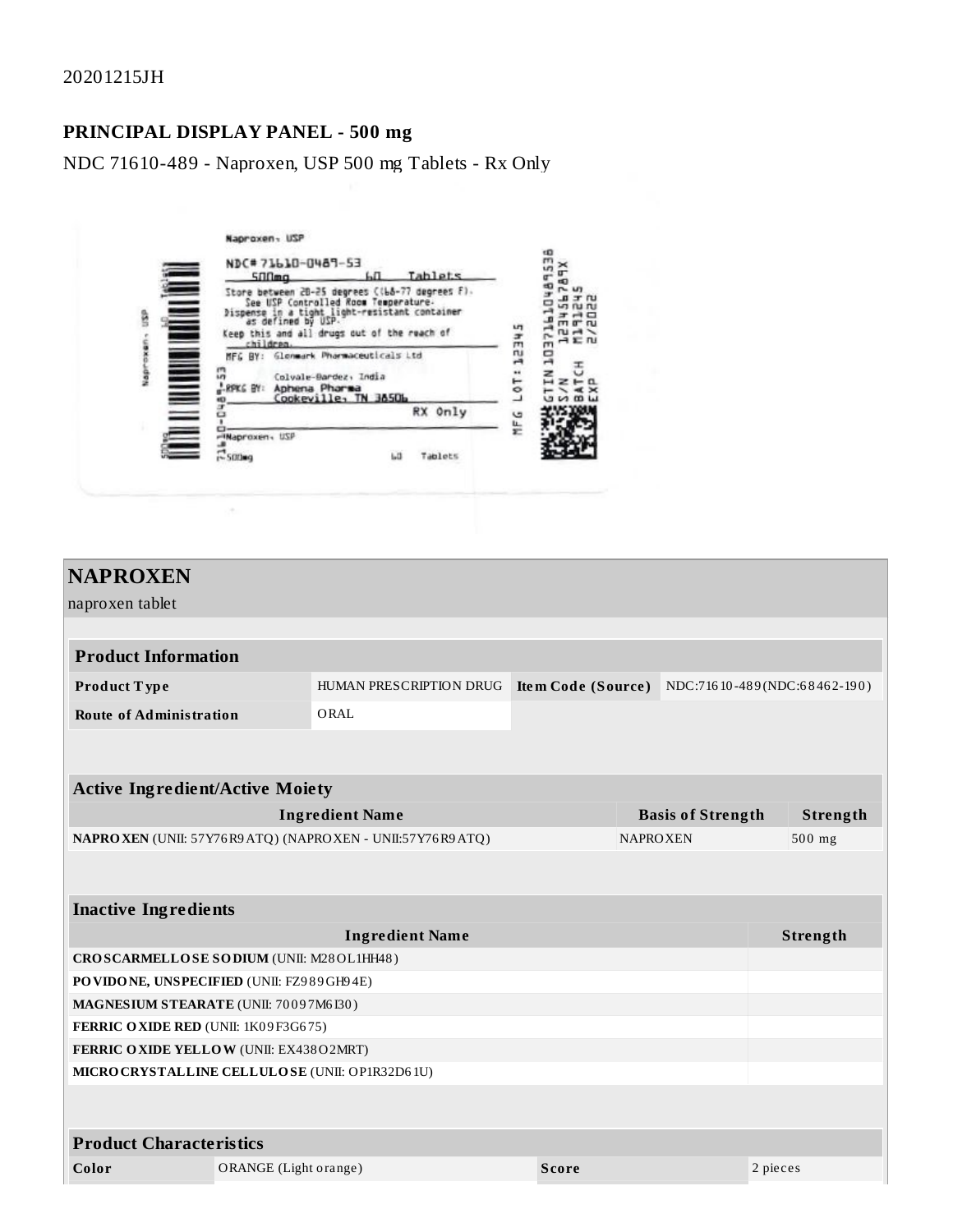20201215JH

**PRINCIPAL DISPLAY PANEL - 500 mg**

NDC 71610-489 - Naproxen, USP 500 mg Tablets - Rx Only

Naproxen, USP

NDC# 71610-0489-53

500mg 60 Tablets

Store between 20-25 degrees C(68-77 degrees F).
See USP Controlled Room Temperature.
Dispense in a tight light-resistant container as defined by USP.
Keep this and all drugs out of the reach of children.

MFG BY: Glenmark Pharmaceuticals Ltd
Colvale-Bardez, India

RPKG BY: Aphena Pharma
Cookeville, TN 38506

RX Only

71610-0489-53

Naproxen, USP
500mg 60 Tablets

MFG LOT: 12345

GTIN 10371610048953​6
S/N 123456789X
BATCH M191245
EXP 2/2022

## NAPROXEN

naproxen tablet

| **Product Information** | | | |
|---|---|---|---|
| **Product Type** | HUMAN PRESCRIPTION DRUG | **Item Code (Source)** | NDC:71610-489(NDC:68462-190) |
| **Route of Administration** | ORAL | | |

| **Active Ingredient/Active Moiety** | | |
|---|---|---|
| **Ingredient Name** | **Basis of Strength** | **Strength** |
| **NAPROXEN** (UNII: 57Y76R9ATQ) (NAPROXEN - UNII:57Y76R9ATQ) | NAPROXEN | 500 mg |

| **Inactive Ingredients** | |
|---|---|
| **Ingredient Name** | **Strength** |
| **CROSCARMELLOSE SODIUM** (UNII: M28OL1HH48) | |
| **POVIDONE, UNSPECIFIED** (UNII: FZ989GH94E) | |
| **MAGNESIUM STEARATE** (UNII: 70097M6I30) | |
| **FERRIC OXIDE RED** (UNII: 1K09F3G675) | |
| **FERRIC OXIDE YELLOW** (UNII: EX438O2MRT) | |
| **MICROCRYSTALLINE CELLULOSE** (UNII: OP1R32D61U) | |

| **Product Characteristics** | | | |
|---|---|---|---|
| **Color** | ORANGE (Light orange) | **Score** | 2 pieces |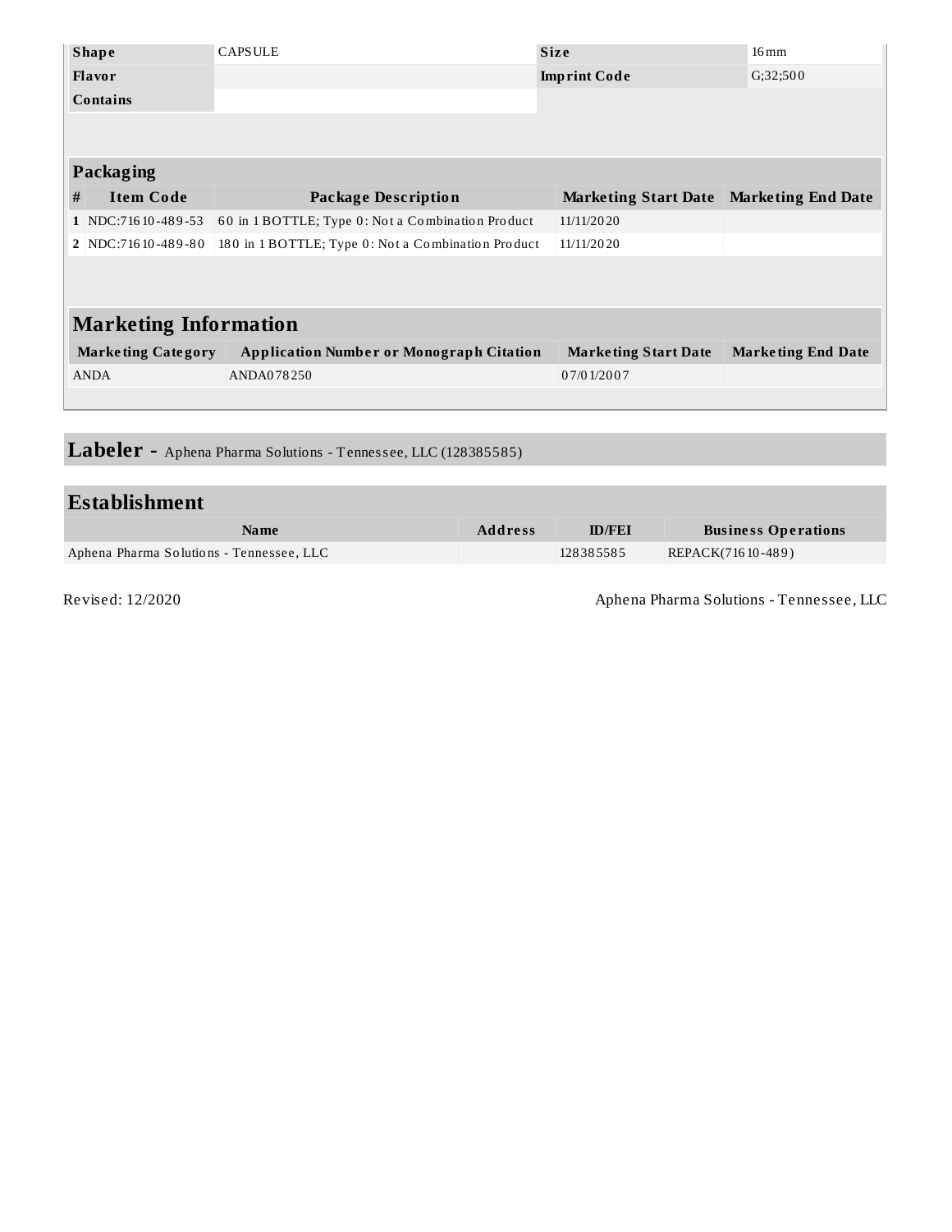| | | | |
|---|---|---|---|
| **Shape** | CAPSULE | **Size** | 16mm |
| **Flavor** | | **Imprint Code** | G;32;500 |
| **Contains** | | | |

**Packaging**

| # | Item Code | Package Description | Marketing Start Date | Marketing End Date |
|---|---|---|---|---|
| 1 | NDC:71610-489-53 | 60 in 1 BOTTLE; Type 0: Not a Combination Product | 11/11/2020 | |
| 2 | NDC:71610-489-80 | 180 in 1 BOTTLE; Type 0: Not a Combination Product | 11/11/2020 | |

**Marketing Information**

| Marketing Category | Application Number or Monograph Citation | Marketing Start Date | Marketing End Date |
|---|---|---|---|
| ANDA | ANDA078250 | 07/01/2007 | |

## Labeler - Aphena Pharma Solutions - Tennessee, LLC (128385585)

## Establishment

| Name | Address | ID/FEI | Business Operations |
|---|---|---|---|
| Aphena Pharma Solutions - Tennessee, LLC | | 128385585 | REPACK(71610-489) |

Revised: 12/2020

Aphena Pharma Solutions - Tennessee, LLC